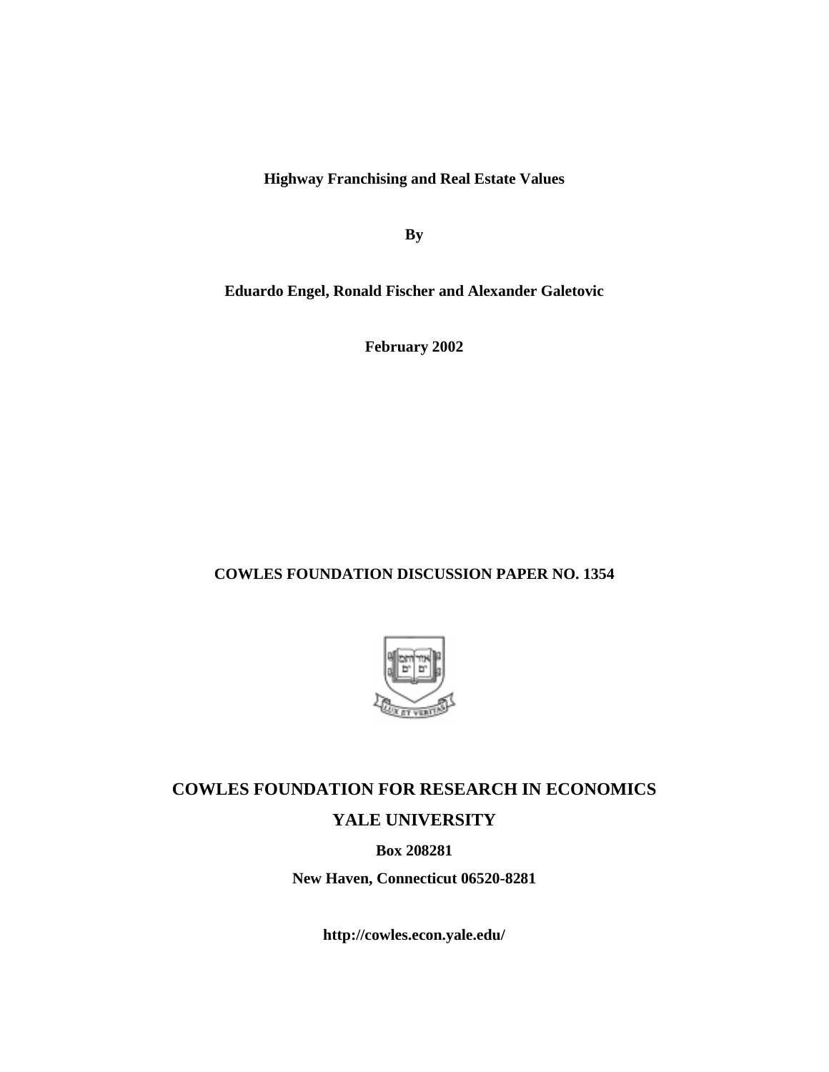**Highway Franchising and Real Estate Values**

**By**

**Eduardo Engel, Ronald Fischer and Alexander Galetovic**

**February 2002**

**COWLES FOUNDATION DISCUSSION PAPER NO. 1354**

**COWLES FOUNDATION FOR RESEARCH IN ECONOMICS**

**YALE UNIVERSITY**

**Box 208281**

**New Haven, Connecticut 06520-8281**

**http://cowles.econ.yale.edu/**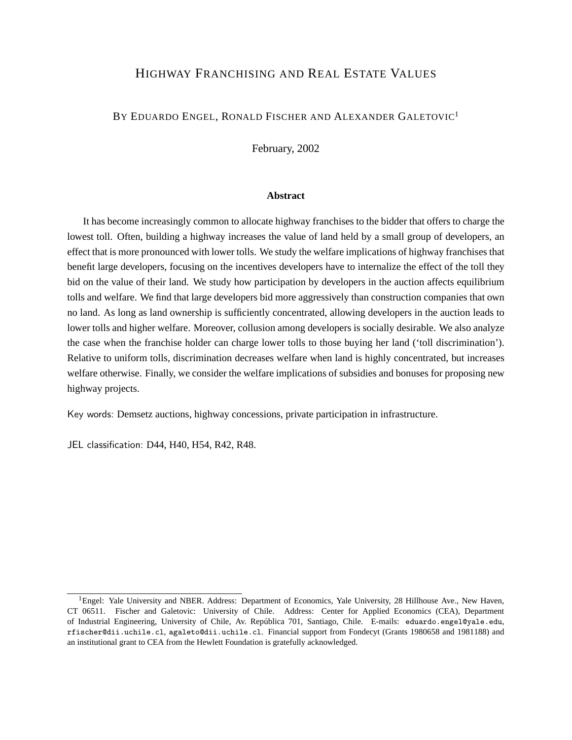# Highway Franchising and Real Estate Values

By Eduardo Engel, Ronald Fischer and Alexander Galetovic[1]

February, 2002

### Abstract

It has become increasingly common to allocate highway franchises to the bidder that offers to charge the lowest toll. Often, building a highway increases the value of land held by a small group of developers, an effect that is more pronounced with lower tolls. We study the welfare implications of highway franchises that benefit large developers, focusing on the incentives developers have to internalize the effect of the toll they bid on the value of their land. We study how participation by developers in the auction affects equilibrium tolls and welfare. We find that large developers bid more aggressively than construction companies that own no land. As long as land ownership is sufficiently concentrated, allowing developers in the auction leads to lower tolls and higher welfare. Moreover, collusion among developers is socially desirable. We also analyze the case when the franchise holder can charge lower tolls to those buying her land ('toll discrimination'). Relative to uniform tolls, discrimination decreases welfare when land is highly concentrated, but increases welfare otherwise. Finally, we consider the welfare implications of subsidies and bonuses for proposing new highway projects.

Key words: Demsetz auctions, highway concessions, private participation in infrastructure.

JEL classification: D44, H40, H54, R42, R48.

[1] Engel: Yale University and NBER. Address: Department of Economics, Yale University, 28 Hillhouse Ave., New Haven, CT 06511. Fischer and Galetovic: University of Chile. Address: Center for Applied Economics (CEA), Department of Industrial Engineering, University of Chile, Av. República 701, Santiago, Chile. E-mails: eduardo.engel@yale.edu, rfischer@dii.uchile.cl, agaleto@dii.uchile.cl. Financial support from Fondecyt (Grants 1980658 and 1981188) and an institutional grant to CEA from the Hewlett Foundation is gratefully acknowledged.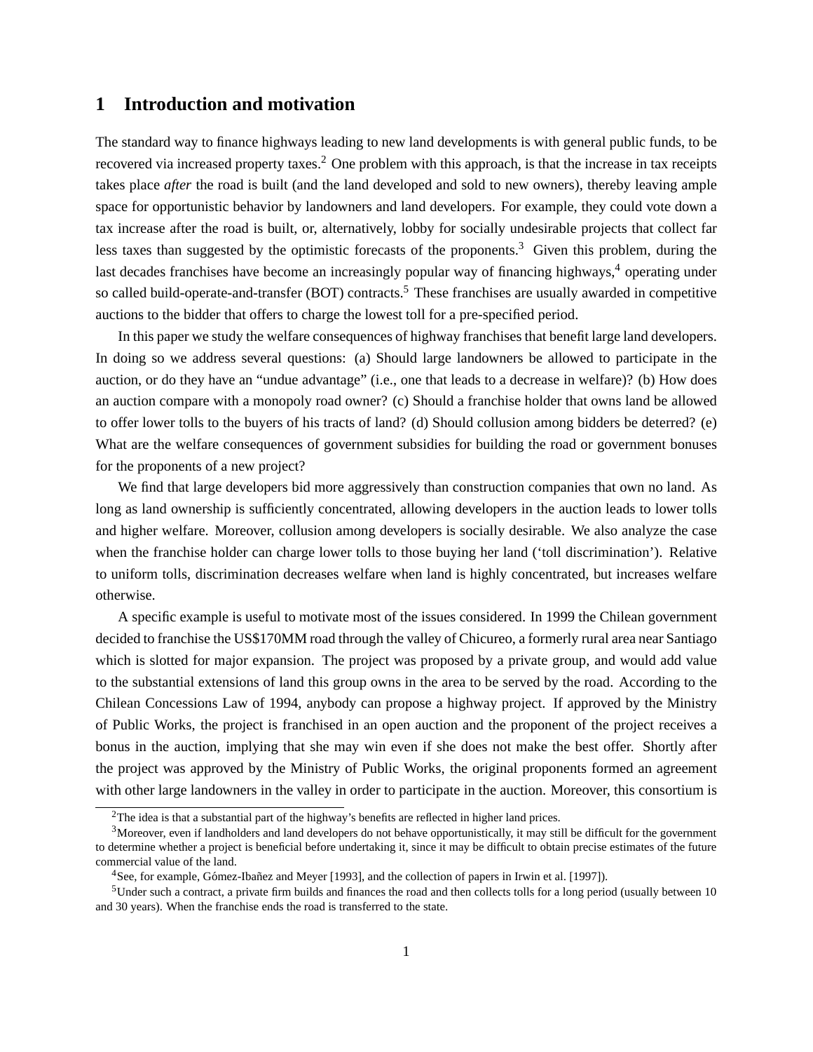# 1 Introduction and motivation

The standard way to finance highways leading to new land developments is with general public funds, to be recovered via increased property taxes.[2] One problem with this approach, is that the increase in tax receipts takes place *after* the road is built (and the land developed and sold to new owners), thereby leaving ample space for opportunistic behavior by landowners and land developers. For example, they could vote down a tax increase after the road is built, or, alternatively, lobby for socially undesirable projects that collect far less taxes than suggested by the optimistic forecasts of the proponents.[3] Given this problem, during the last decades franchises have become an increasingly popular way of financing highways,[4] operating under so called build-operate-and-transfer (BOT) contracts.[5] These franchises are usually awarded in competitive auctions to the bidder that offers to charge the lowest toll for a pre-specified period.

In this paper we study the welfare consequences of highway franchises that benefit large land developers. In doing so we address several questions: (a) Should large landowners be allowed to participate in the auction, or do they have an "undue advantage" (i.e., one that leads to a decrease in welfare)? (b) How does an auction compare with a monopoly road owner? (c) Should a franchise holder that owns land be allowed to offer lower tolls to the buyers of his tracts of land? (d) Should collusion among bidders be deterred? (e) What are the welfare consequences of government subsidies for building the road or government bonuses for the proponents of a new project?

We find that large developers bid more aggressively than construction companies that own no land. As long as land ownership is sufficiently concentrated, allowing developers in the auction leads to lower tolls and higher welfare. Moreover, collusion among developers is socially desirable. We also analyze the case when the franchise holder can charge lower tolls to those buying her land ('toll discrimination'). Relative to uniform tolls, discrimination decreases welfare when land is highly concentrated, but increases welfare otherwise.

A specific example is useful to motivate most of the issues considered. In 1999 the Chilean government decided to franchise the US$170MM road through the valley of Chicureo, a formerly rural area near Santiago which is slotted for major expansion. The project was proposed by a private group, and would add value to the substantial extensions of land this group owns in the area to be served by the road. According to the Chilean Concessions Law of 1994, anybody can propose a highway project. If approved by the Ministry of Public Works, the project is franchised in an open auction and the proponent of the project receives a bonus in the auction, implying that she may win even if she does not make the best offer. Shortly after the project was approved by the Ministry of Public Works, the original proponents formed an agreement with other large landowners in the valley in order to participate in the auction. Moreover, this consortium is

---

[2] The idea is that a substantial part of the highway's benefits are reflected in higher land prices.

[3] Moreover, even if landholders and land developers do not behave opportunistically, it may still be difficult for the government to determine whether a project is beneficial before undertaking it, since it may be difficult to obtain precise estimates of the future commercial value of the land.

[4] See, for example, Gómez-Ibañez and Meyer [1993], and the collection of papers in Irwin et al. [1997]).

[5] Under such a contract, a private firm builds and finances the road and then collects tolls for a long period (usually between 10 and 30 years). When the franchise ends the road is transferred to the state.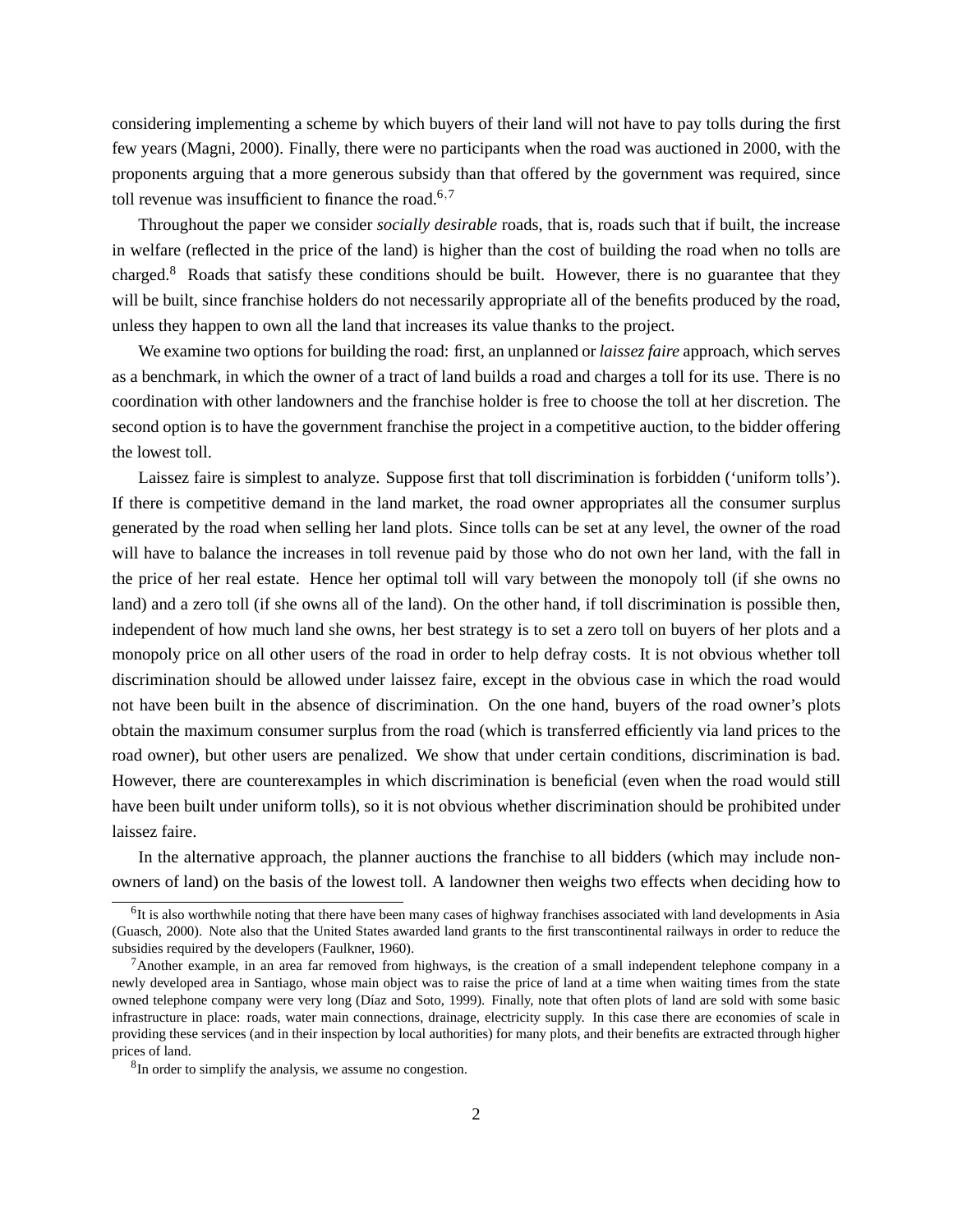considering implementing a scheme by which buyers of their land will not have to pay tolls during the first few years (Magni, 2000). Finally, there were no participants when the road was auctioned in 2000, with the proponents arguing that a more generous subsidy than that offered by the government was required, since toll revenue was insufficient to finance the road.[6,7]

Throughout the paper we consider *socially desirable* roads, that is, roads such that if built, the increase in welfare (reflected in the price of the land) is higher than the cost of building the road when no tolls are charged.[8] Roads that satisfy these conditions should be built. However, there is no guarantee that they will be built, since franchise holders do not necessarily appropriate all of the benefits produced by the road, unless they happen to own all the land that increases its value thanks to the project.

We examine two options for building the road: first, an unplanned or *laissez faire* approach, which serves as a benchmark, in which the owner of a tract of land builds a road and charges a toll for its use. There is no coordination with other landowners and the franchise holder is free to choose the toll at her discretion. The second option is to have the government franchise the project in a competitive auction, to the bidder offering the lowest toll.

Laissez faire is simplest to analyze. Suppose first that toll discrimination is forbidden ('uniform tolls'). If there is competitive demand in the land market, the road owner appropriates all the consumer surplus generated by the road when selling her land plots. Since tolls can be set at any level, the owner of the road will have to balance the increases in toll revenue paid by those who do not own her land, with the fall in the price of her real estate. Hence her optimal toll will vary between the monopoly toll (if she owns no land) and a zero toll (if she owns all of the land). On the other hand, if toll discrimination is possible then, independent of how much land she owns, her best strategy is to set a zero toll on buyers of her plots and a monopoly price on all other users of the road in order to help defray costs. It is not obvious whether toll discrimination should be allowed under laissez faire, except in the obvious case in which the road would not have been built in the absence of discrimination. On the one hand, buyers of the road owner's plots obtain the maximum consumer surplus from the road (which is transferred efficiently via land prices to the road owner), but other users are penalized. We show that under certain conditions, discrimination is bad. However, there are counterexamples in which discrimination is beneficial (even when the road would still have been built under uniform tolls), so it is not obvious whether discrimination should be prohibited under laissez faire.

In the alternative approach, the planner auctions the franchise to all bidders (which may include non-owners of land) on the basis of the lowest toll. A landowner then weighs two effects when deciding how to

[6]It is also worthwhile noting that there have been many cases of highway franchises associated with land developments in Asia (Guasch, 2000). Note also that the United States awarded land grants to the first transcontinental railways in order to reduce the subsidies required by the developers (Faulkner, 1960).

[7]Another example, in an area far removed from highways, is the creation of a small independent telephone company in a newly developed area in Santiago, whose main object was to raise the price of land at a time when waiting times from the state owned telephone company were very long (Díaz and Soto, 1999). Finally, note that often plots of land are sold with some basic infrastructure in place: roads, water main connections, drainage, electricity supply. In this case there are economies of scale in providing these services (and in their inspection by local authorities) for many plots, and their benefits are extracted through higher prices of land.

[8]In order to simplify the analysis, we assume no congestion.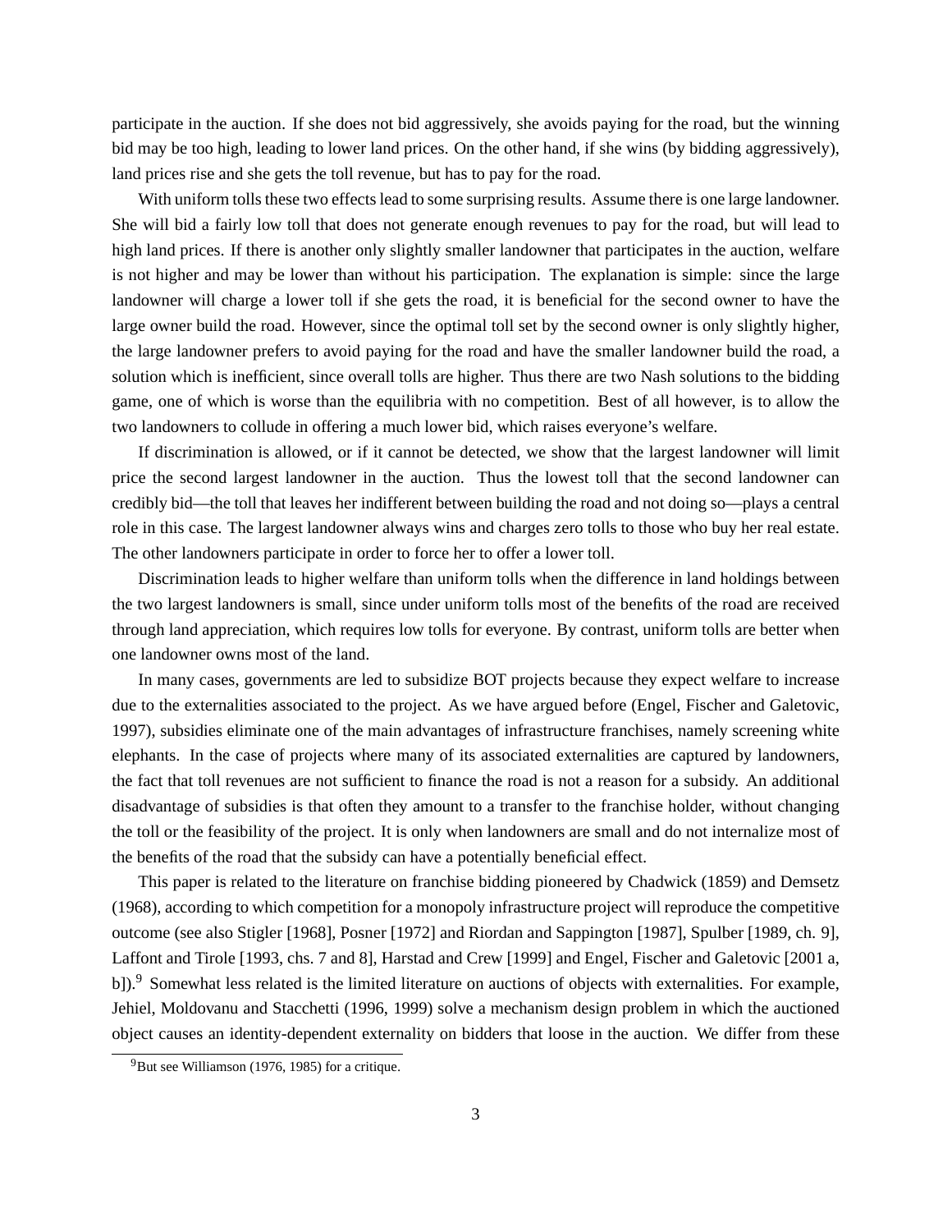participate in the auction. If she does not bid aggressively, she avoids paying for the road, but the winning bid may be too high, leading to lower land prices. On the other hand, if she wins (by bidding aggressively), land prices rise and she gets the toll revenue, but has to pay for the road.

With uniform tolls these two effects lead to some surprising results. Assume there is one large landowner. She will bid a fairly low toll that does not generate enough revenues to pay for the road, but will lead to high land prices. If there is another only slightly smaller landowner that participates in the auction, welfare is not higher and may be lower than without his participation. The explanation is simple: since the large landowner will charge a lower toll if she gets the road, it is beneficial for the second owner to have the large owner build the road. However, since the optimal toll set by the second owner is only slightly higher, the large landowner prefers to avoid paying for the road and have the smaller landowner build the road, a solution which is inefficient, since overall tolls are higher. Thus there are two Nash solutions to the bidding game, one of which is worse than the equilibria with no competition. Best of all however, is to allow the two landowners to collude in offering a much lower bid, which raises everyone's welfare.

If discrimination is allowed, or if it cannot be detected, we show that the largest landowner will limit price the second largest landowner in the auction. Thus the lowest toll that the second landowner can credibly bid—the toll that leaves her indifferent between building the road and not doing so—plays a central role in this case. The largest landowner always wins and charges zero tolls to those who buy her real estate. The other landowners participate in order to force her to offer a lower toll.

Discrimination leads to higher welfare than uniform tolls when the difference in land holdings between the two largest landowners is small, since under uniform tolls most of the benefits of the road are received through land appreciation, which requires low tolls for everyone. By contrast, uniform tolls are better when one landowner owns most of the land.

In many cases, governments are led to subsidize BOT projects because they expect welfare to increase due to the externalities associated to the project. As we have argued before (Engel, Fischer and Galetovic, 1997), subsidies eliminate one of the main advantages of infrastructure franchises, namely screening white elephants. In the case of projects where many of its associated externalities are captured by landowners, the fact that toll revenues are not sufficient to finance the road is not a reason for a subsidy. An additional disadvantage of subsidies is that often they amount to a transfer to the franchise holder, without changing the toll or the feasibility of the project. It is only when landowners are small and do not internalize most of the benefits of the road that the subsidy can have a potentially beneficial effect.

This paper is related to the literature on franchise bidding pioneered by Chadwick (1859) and Demsetz (1968), according to which competition for a monopoly infrastructure project will reproduce the competitive outcome (see also Stigler [1968], Posner [1972] and Riordan and Sappington [1987], Spulber [1989, ch. 9], Laffont and Tirole [1993, chs. 7 and 8], Harstad and Crew [1999] and Engel, Fischer and Galetovic [2001 a, b]).[9] Somewhat less related is the limited literature on auctions of objects with externalities. For example, Jehiel, Moldovanu and Stacchetti (1996, 1999) solve a mechanism design problem in which the auctioned object causes an identity-dependent externality on bidders that loose in the auction. We differ from these

[9] But see Williamson (1976, 1985) for a critique.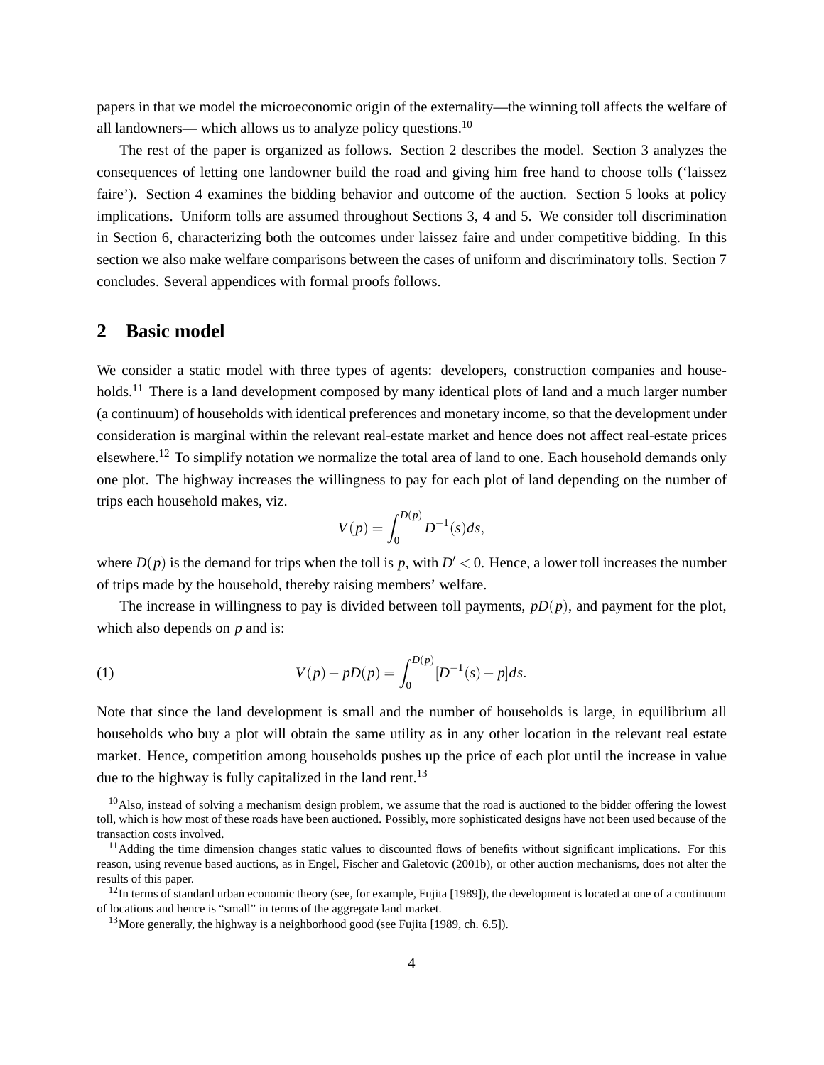papers in that we model the microeconomic origin of the externality—the winning toll affects the welfare of all landowners— which allows us to analyze policy questions.[10]

The rest of the paper is organized as follows. Section 2 describes the model. Section 3 analyzes the consequences of letting one landowner build the road and giving him free hand to choose tolls ('laissez faire'). Section 4 examines the bidding behavior and outcome of the auction. Section 5 looks at policy implications. Uniform tolls are assumed throughout Sections 3, 4 and 5. We consider toll discrimination in Section 6, characterizing both the outcomes under laissez faire and under competitive bidding. In this section we also make welfare comparisons between the cases of uniform and discriminatory tolls. Section 7 concludes. Several appendices with formal proofs follows.

## 2 Basic model

We consider a static model with three types of agents: developers, construction companies and households.[11] There is a land development composed by many identical plots of land and a much larger number (a continuum) of households with identical preferences and monetary income, so that the development under consideration is marginal within the relevant real-estate market and hence does not affect real-estate prices elsewhere.[12] To simplify notation we normalize the total area of land to one. Each household demands only one plot. The highway increases the willingness to pay for each plot of land depending on the number of trips each household makes, viz.

$$V(p) = \int_0^{D(p)} D^{-1}(s)ds,$$

where $D(p)$ is the demand for trips when the toll is $p$, with $D' < 0$. Hence, a lower toll increases the number of trips made by the household, thereby raising members' welfare.

The increase in willingness to pay is divided between toll payments, $pD(p)$, and payment for the plot, which also depends on $p$ and is:

$$V(p) - pD(p) = \int_0^{D(p)} [D^{-1}(s) - p]ds. \tag{1}$$

Note that since the land development is small and the number of households is large, in equilibrium all households who buy a plot will obtain the same utility as in any other location in the relevant real estate market. Hence, competition among households pushes up the price of each plot until the increase in value due to the highway is fully capitalized in the land rent.[13]

---

[10] Also, instead of solving a mechanism design problem, we assume that the road is auctioned to the bidder offering the lowest toll, which is how most of these roads have been auctioned. Possibly, more sophisticated designs have not been used because of the transaction costs involved.

[11] Adding the time dimension changes static values to discounted flows of benefits without significant implications. For this reason, using revenue based auctions, as in Engel, Fischer and Galetovic (2001b), or other auction mechanisms, does not alter the results of this paper.

[12] In terms of standard urban economic theory (see, for example, Fujita [1989]), the development is located at one of a continuum of locations and hence is "small" in terms of the aggregate land market.

[13] More generally, the highway is a neighborhood good (see Fujita [1989, ch. 6.5]).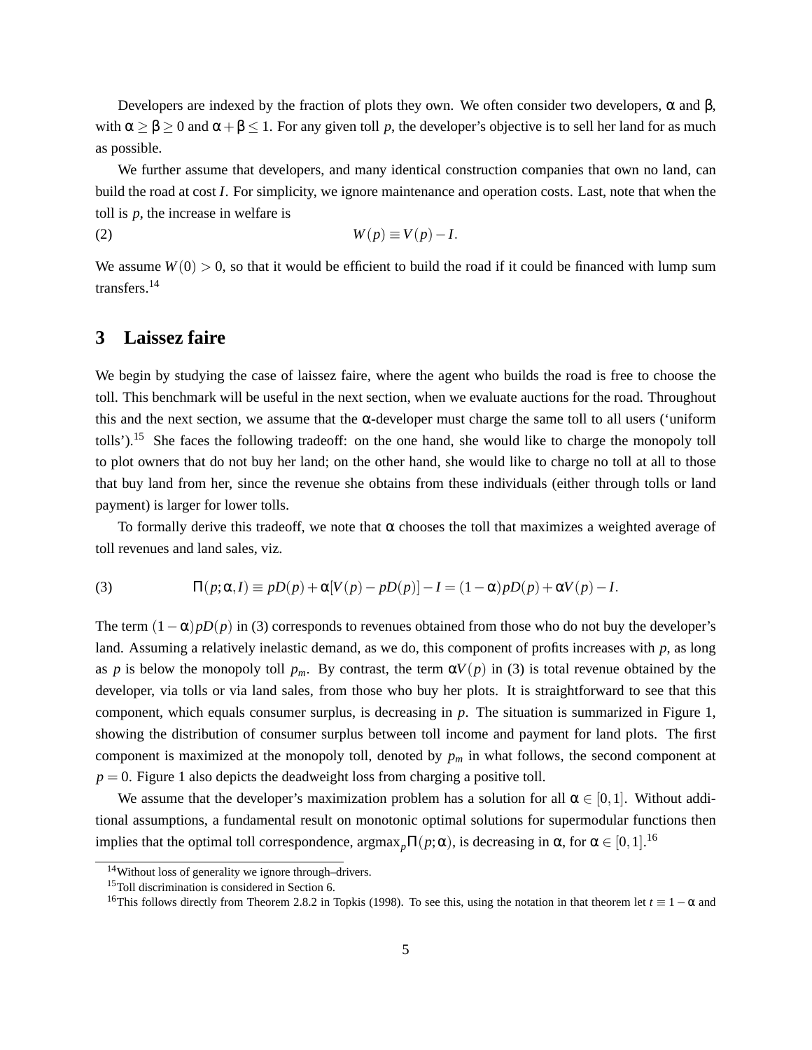Developers are indexed by the fraction of plots they own. We often consider two developers, $\alpha$ and $\beta$, with $\alpha \geq \beta \geq 0$ and $\alpha + \beta \leq 1$. For any given toll $p$, the developer's objective is to sell her land for as much as possible.

We further assume that developers, and many identical construction companies that own no land, can build the road at cost $I$. For simplicity, we ignore maintenance and operation costs. Last, note that when the toll is $p$, the increase in welfare is

$$W(p) \equiv V(p) - I. \tag{2}$$

We assume $W(0) > 0$, so that it would be efficient to build the road if it could be financed with lump sum transfers.[14]

## 3 Laissez faire

We begin by studying the case of laissez faire, where the agent who builds the road is free to choose the toll. This benchmark will be useful in the next section, when we evaluate auctions for the road. Throughout this and the next section, we assume that the $\alpha$-developer must charge the same toll to all users ('uniform tolls').[15] She faces the following tradeoff: on the one hand, she would like to charge the monopoly toll to plot owners that do not buy her land; on the other hand, she would like to charge no toll at all to those that buy land from her, since the revenue she obtains from these individuals (either through tolls or land payment) is larger for lower tolls.

To formally derive this tradeoff, we note that $\alpha$ chooses the toll that maximizes a weighted average of toll revenues and land sales, viz.

$$\Pi(p;\alpha,I) \equiv pD(p) + \alpha[V(p) - pD(p)] - I = (1-\alpha)pD(p) + \alpha V(p) - I. \tag{3}$$

The term $(1-\alpha)pD(p)$ in (3) corresponds to revenues obtained from those who do not buy the developer's land. Assuming a relatively inelastic demand, as we do, this component of profits increases with $p$, as long as $p$ is below the monopoly toll $p_m$. By contrast, the term $\alpha V(p)$ in (3) is total revenue obtained by the developer, via tolls or via land sales, from those who buy her plots. It is straightforward to see that this component, which equals consumer surplus, is decreasing in $p$. The situation is summarized in Figure 1, showing the distribution of consumer surplus between toll income and payment for land plots. The first component is maximized at the monopoly toll, denoted by $p_m$ in what follows, the second component at $p = 0$. Figure 1 also depicts the deadweight loss from charging a positive toll.

We assume that the developer's maximization problem has a solution for all $\alpha \in [0,1]$. Without additional assumptions, a fundamental result on monotonic optimal solutions for supermodular functions then implies that the optimal toll correspondence, $\text{argmax}_p \Pi(p;\alpha)$, is decreasing in $\alpha$, for $\alpha \in [0,1]$.[16]

---

[14] Without loss of generality we ignore through–drivers.

[15] Toll discrimination is considered in Section 6.

[16] This follows directly from Theorem 2.8.2 in Topkis (1998). To see this, using the notation in that theorem let $t \equiv 1-\alpha$ and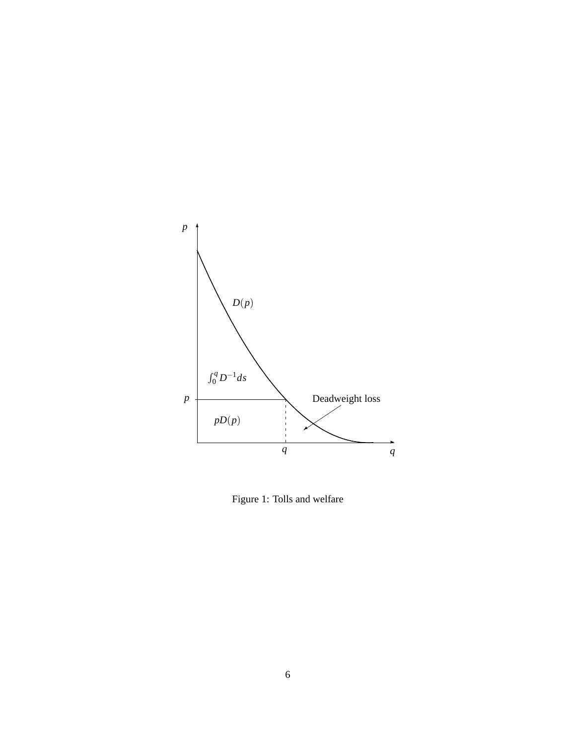Figure 1: Tolls and welfare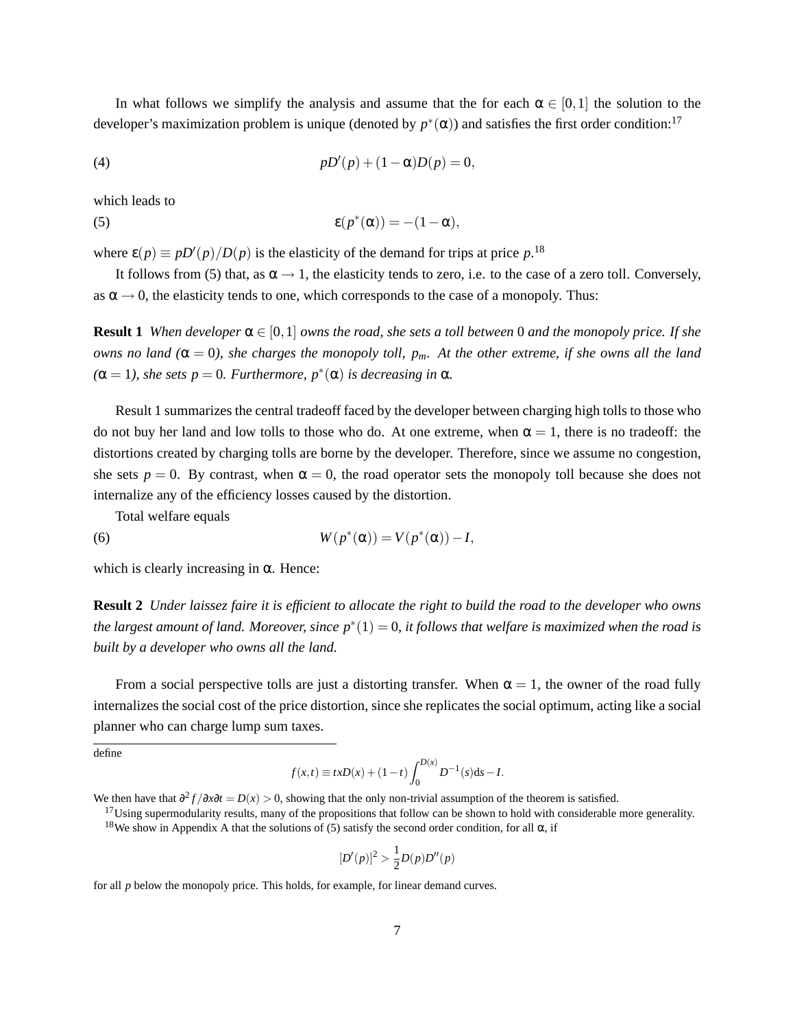In what follows we simplify the analysis and assume that the for each $\alpha \in [0,1]$ the solution to the developer's maximization problem is unique (denoted by $p^*(\alpha)$) and satisfies the first order condition:[17]

$$pD'(p) + (1-\alpha)D(p) = 0, \tag{4}$$

which leads to

$$\varepsilon(p^*(\alpha)) = -(1-\alpha), \tag{5}$$

where $\varepsilon(p) \equiv pD'(p)/D(p)$ is the elasticity of the demand for trips at price $p$.[18]

It follows from (5) that, as $\alpha \to 1$, the elasticity tends to zero, i.e. to the case of a zero toll. Conversely, as $\alpha \to 0$, the elasticity tends to one, which corresponds to the case of a monopoly. Thus:

**Result 1** *When developer $\alpha \in [0,1]$ owns the road, she sets a toll between 0 and the monopoly price. If she owns no land ($\alpha = 0$), she charges the monopoly toll, $p_m$. At the other extreme, if she owns all the land ($\alpha = 1$), she sets $p = 0$. Furthermore, $p^*(\alpha)$ is decreasing in $\alpha$.*

Result 1 summarizes the central tradeoff faced by the developer between charging high tolls to those who do not buy her land and low tolls to those who do. At one extreme, when $\alpha = 1$, there is no tradeoff: the distortions created by charging tolls are borne by the developer. Therefore, since we assume no congestion, she sets $p = 0$. By contrast, when $\alpha = 0$, the road operator sets the monopoly toll because she does not internalize any of the efficiency losses caused by the distortion.

Total welfare equals

$$W(p^*(\alpha)) = V(p^*(\alpha)) - I, \tag{6}$$

which is clearly increasing in $\alpha$. Hence:

**Result 2** *Under laissez faire it is efficient to allocate the right to build the road to the developer who owns the largest amount of land. Moreover, since $p^*(1) = 0$, it follows that welfare is maximized when the road is built by a developer who owns all the land.*

From a social perspective tolls are just a distorting transfer. When $\alpha = 1$, the owner of the road fully internalizes the social cost of the price distortion, since she replicates the social optimum, acting like a social planner who can charge lump sum taxes.

---

define

$$f(x,t) \equiv txD(x) + (1-t)\int_0^{D(x)} D^{-1}(s)\mathrm{d}s - I.$$

We then have that $\partial^2 f/\partial x \partial t = D(x) > 0$, showing that the only non-trivial assumption of the theorem is satisfied.

[17] Using supermodularity results, many of the propositions that follow can be shown to hold with considerable more generality.

[18] We show in Appendix A that the solutions of (5) satisfy the second order condition, for all $\alpha$, if

$$[D'(p)]^2 > \frac{1}{2}D(p)D''(p)$$

for all $p$ below the monopoly price. This holds, for example, for linear demand curves.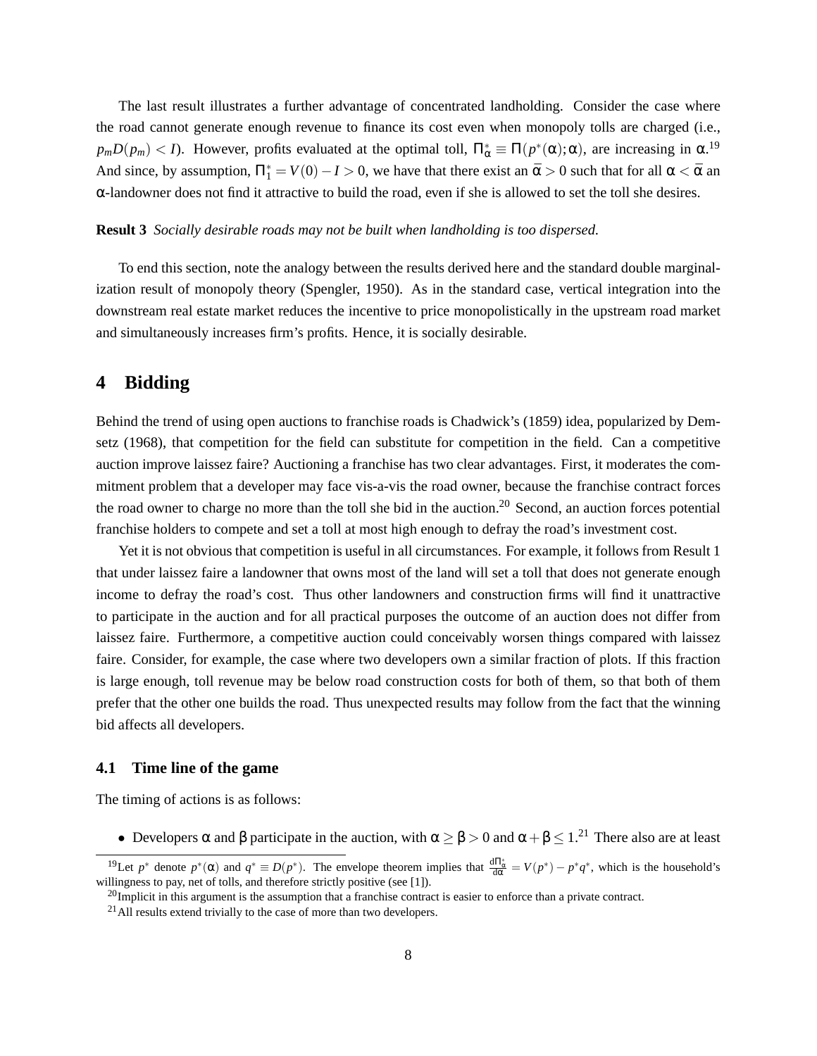The last result illustrates a further advantage of concentrated landholding. Consider the case where the road cannot generate enough revenue to finance its cost even when monopoly tolls are charged (i.e., $p_m D(p_m) < I$). However, profits evaluated at the optimal toll, $\Pi^*_\alpha \equiv \Pi(p^*(\alpha);\alpha)$, are increasing in $\alpha$.[19] And since, by assumption, $\Pi^*_1 = V(0) - I > 0$, we have that there exist an $\bar{\alpha} > 0$ such that for all $\alpha < \bar{\alpha}$ an $\alpha$-landowner does not find it attractive to build the road, even if she is allowed to set the toll she desires.

**Result 3** *Socially desirable roads may not be built when landholding is too dispersed.*

To end this section, note the analogy between the results derived here and the standard double marginalization result of monopoly theory (Spengler, 1950). As in the standard case, vertical integration into the downstream real estate market reduces the incentive to price monopolistically in the upstream road market and simultaneously increases firm's profits. Hence, it is socially desirable.

# 4 Bidding

Behind the trend of using open auctions to franchise roads is Chadwick's (1859) idea, popularized by Demsetz (1968), that competition for the field can substitute for competition in the field. Can a competitive auction improve laissez faire? Auctioning a franchise has two clear advantages. First, it moderates the commitment problem that a developer may face vis-a-vis the road owner, because the franchise contract forces the road owner to charge no more than the toll she bid in the auction.[20] Second, an auction forces potential franchise holders to compete and set a toll at most high enough to defray the road's investment cost.

Yet it is not obvious that competition is useful in all circumstances. For example, it follows from Result 1 that under laissez faire a landowner that owns most of the land will set a toll that does not generate enough income to defray the road's cost. Thus other landowners and construction firms will find it unattractive to participate in the auction and for all practical purposes the outcome of an auction does not differ from laissez faire. Furthermore, a competitive auction could conceivably worsen things compared with laissez faire. Consider, for example, the case where two developers own a similar fraction of plots. If this fraction is large enough, toll revenue may be below road construction costs for both of them, so that both of them prefer that the other one builds the road. Thus unexpected results may follow from the fact that the winning bid affects all developers.

## 4.1 Time line of the game

The timing of actions is as follows:

- Developers $\alpha$ and $\beta$ participate in the auction, with $\alpha \geq \beta > 0$ and $\alpha + \beta \leq 1$.[21] There also are at least

[19] Let $p^*$ denote $p^*(\alpha)$ and $q^* \equiv D(p^*)$. The envelope theorem implies that $\frac{d\Pi^*_\alpha}{d\alpha} = V(p^*) - p^* q^*$, which is the household's willingness to pay, net of tolls, and therefore strictly positive (see [1]).

[20] Implicit in this argument is the assumption that a franchise contract is easier to enforce than a private contract.

[21] All results extend trivially to the case of more than two developers.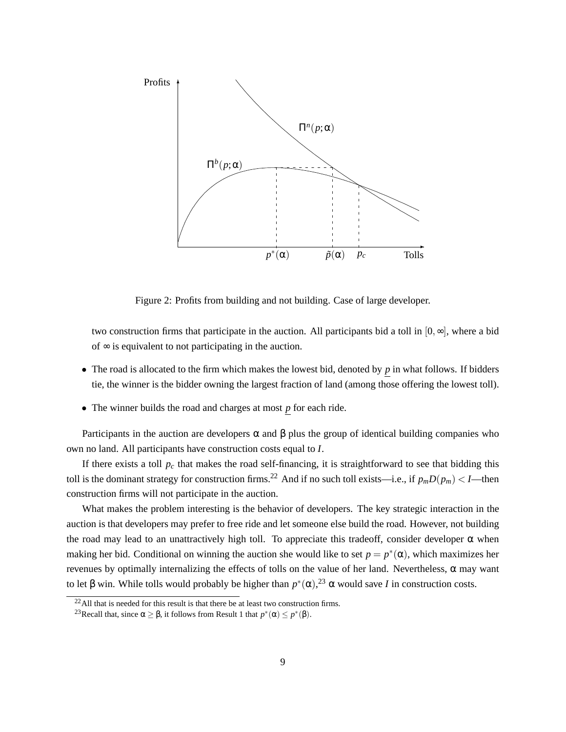Figure 2: Profits from building and not building. Case of large developer.

two construction firms that participate in the auction. All participants bid a toll in $[0,\infty]$, where a bid of $\infty$ is equivalent to not participating in the auction.

- The road is allocated to the firm which makes the lowest bid, denoted by $\underline{p}$ in what follows. If bidders tie, the winner is the bidder owning the largest fraction of land (among those offering the lowest toll).
- The winner builds the road and charges at most $\underline{p}$ for each ride.

Participants in the auction are developers $\alpha$ and $\beta$ plus the group of identical building companies who own no land. All participants have construction costs equal to $I$.

If there exists a toll $p_c$ that makes the road self-financing, it is straightforward to see that bidding this toll is the dominant strategy for construction firms.[22] And if no such toll exists—i.e., if $p_m D(p_m) < I$—then construction firms will not participate in the auction.

What makes the problem interesting is the behavior of developers. The key strategic interaction in the auction is that developers may prefer to free ride and let someone else build the road. However, not building the road may lead to an unattractively high toll. To appreciate this tradeoff, consider developer $\alpha$ when making her bid. Conditional on winning the auction she would like to set $p = p^*(\alpha)$, which maximizes her revenues by optimally internalizing the effects of tolls on the value of her land. Nevertheless, $\alpha$ may want to let $\beta$ win. While tolls would probably be higher than $p^*(\alpha)$,[23] $\alpha$ would save $I$ in construction costs.

[22] All that is needed for this result is that there be at least two construction firms.

[23] Recall that, since $\alpha \geq \beta$, it follows from Result 1 that $p^*(\alpha) \leq p^*(\beta)$.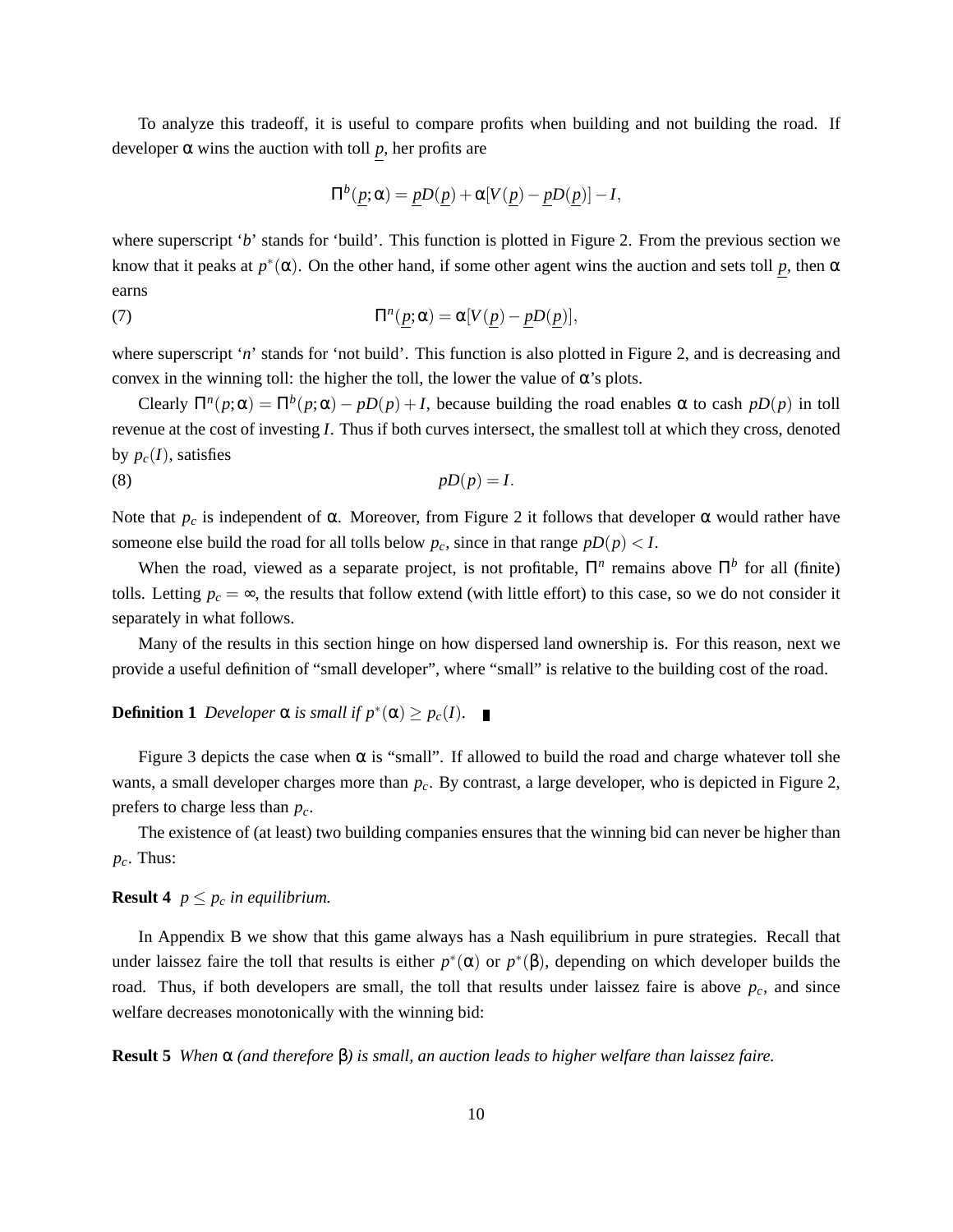To analyze this tradeoff, it is useful to compare profits when building and not building the road. If developer $\alpha$ wins the auction with toll $\underline{p}$, her profits are

$$\Pi^b(\underline{p};\alpha) = \underline{p}D(\underline{p}) + \alpha[V(\underline{p}) - \underline{p}D(\underline{p})] - I,$$

where superscript '$b$' stands for 'build'. This function is plotted in Figure 2. From the previous section we know that it peaks at $p^*(\alpha)$. On the other hand, if some other agent wins the auction and sets toll $\underline{p}$, then $\alpha$ earns

$$\Pi^n(\underline{p};\alpha) = \alpha[V(\underline{p}) - \underline{p}D(\underline{p})], \tag{7}$$

where superscript '$n$' stands for 'not build'. This function is also plotted in Figure 2, and is decreasing and convex in the winning toll: the higher the toll, the lower the value of $\alpha$'s plots.

Clearly $\Pi^n(p;\alpha) = \Pi^b(p;\alpha) - pD(p) + I$, because building the road enables $\alpha$ to cash $pD(p)$ in toll revenue at the cost of investing $I$. Thus if both curves intersect, the smallest toll at which they cross, denoted by $p_c(I)$, satisfies

$$pD(p) = I. \tag{8}$$

Note that $p_c$ is independent of $\alpha$. Moreover, from Figure 2 it follows that developer $\alpha$ would rather have someone else build the road for all tolls below $p_c$, since in that range $pD(p) < I$.

When the road, viewed as a separate project, is not profitable, $\Pi^n$ remains above $\Pi^b$ for all (finite) tolls. Letting $p_c = \infty$, the results that follow extend (with little effort) to this case, so we do not consider it separately in what follows.

Many of the results in this section hinge on how dispersed land ownership is. For this reason, next we provide a useful definition of "small developer", where "small" is relative to the building cost of the road.

**Definition 1** *Developer $\alpha$ is small if $p^*(\alpha) \geq p_c(I)$.* ∎

Figure 3 depicts the case when $\alpha$ is "small". If allowed to build the road and charge whatever toll she wants, a small developer charges more than $p_c$. By contrast, a large developer, who is depicted in Figure 2, prefers to charge less than $p_c$.

The existence of (at least) two building companies ensures that the winning bid can never be higher than $p_c$. Thus:

**Result 4** *$p \leq p_c$ in equilibrium.*

In Appendix B we show that this game always has a Nash equilibrium in pure strategies. Recall that under laissez faire the toll that results is either $p^*(\alpha)$ or $p^*(\beta)$, depending on which developer builds the road. Thus, if both developers are small, the toll that results under laissez faire is above $p_c$, and since welfare decreases monotonically with the winning bid:

**Result 5** *When $\alpha$ (and therefore $\beta$) is small, an auction leads to higher welfare than laissez faire.*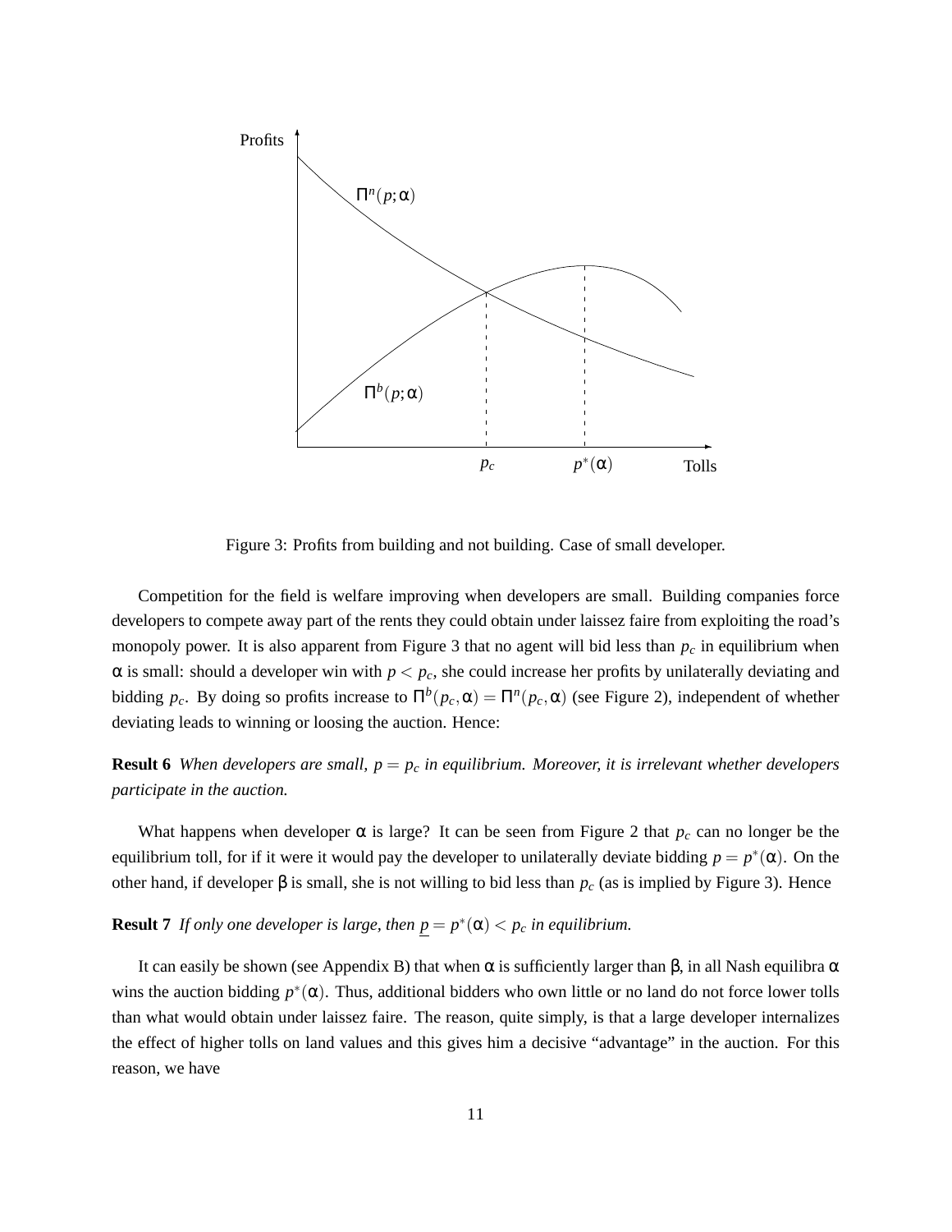Figure 3: Profits from building and not building. Case of small developer.

Competition for the field is welfare improving when developers are small. Building companies force developers to compete away part of the rents they could obtain under laissez faire from exploiting the road's monopoly power. It is also apparent from Figure 3 that no agent will bid less than $p_c$ in equilibrium when $\alpha$ is small: should a developer win with $p < p_c$, she could increase her profits by unilaterally deviating and bidding $p_c$. By doing so profits increase to $\Pi^b(p_c, \alpha) = \Pi^n(p_c, \alpha)$ (see Figure 2), independent of whether deviating leads to winning or loosing the auction. Hence:

**Result 6** *When developers are small, $p = p_c$ in equilibrium. Moreover, it is irrelevant whether developers participate in the auction.*

What happens when developer $\alpha$ is large? It can be seen from Figure 2 that $p_c$ can no longer be the equilibrium toll, for if it were it would pay the developer to unilaterally deviate bidding $p = p^*(\alpha)$. On the other hand, if developer $\beta$ is small, she is not willing to bid less than $p_c$ (as is implied by Figure 3). Hence

**Result 7** *If only one developer is large, then $\underline{p} = p^*(\alpha) < p_c$ in equilibrium.*

It can easily be shown (see Appendix B) that when $\alpha$ is sufficiently larger than $\beta$, in all Nash equilibra $\alpha$ wins the auction bidding $p^*(\alpha)$. Thus, additional bidders who own little or no land do not force lower tolls than what would obtain under laissez faire. The reason, quite simply, is that a large developer internalizes the effect of higher tolls on land values and this gives him a decisive "advantage" in the auction. For this reason, we have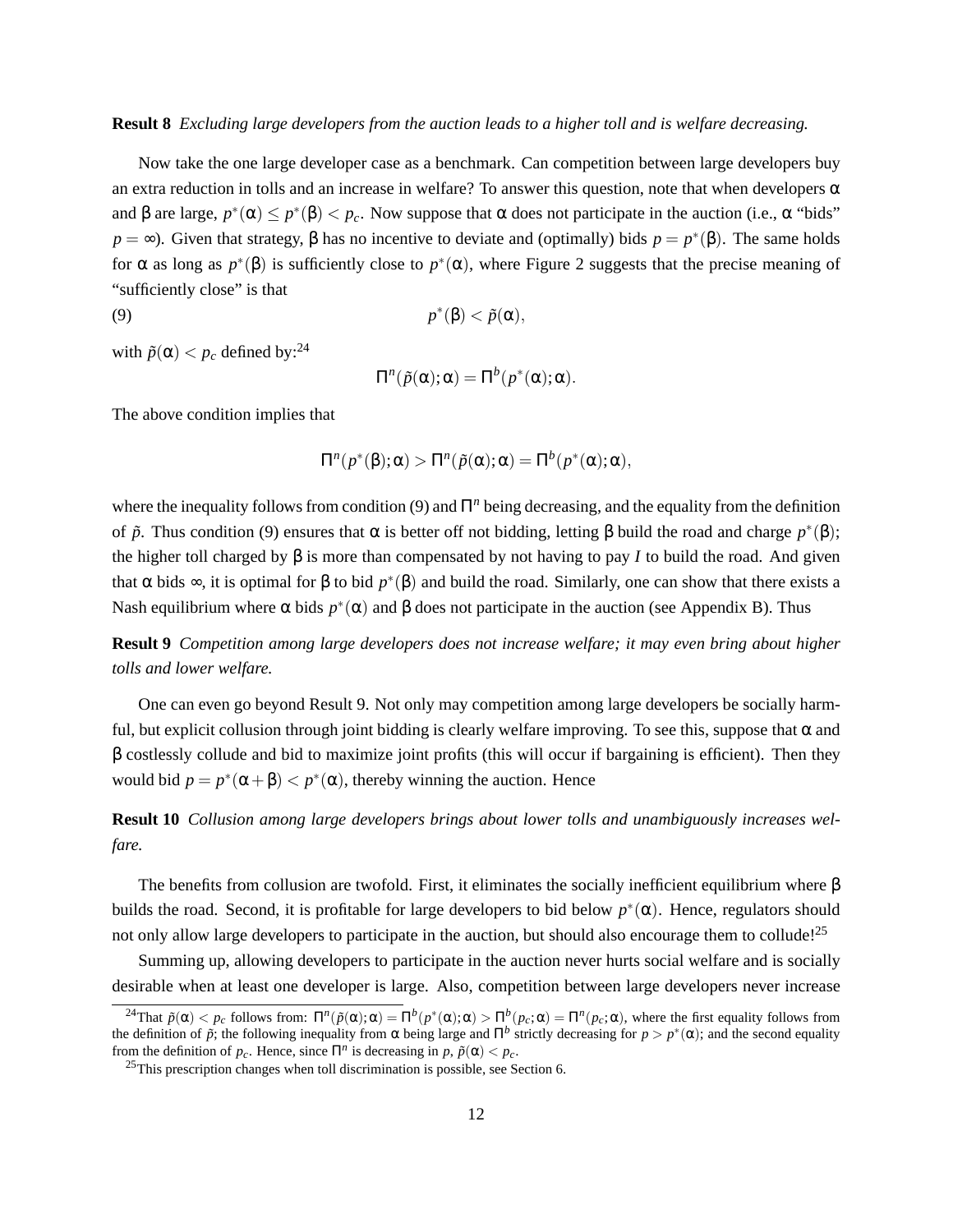**Result 8** *Excluding large developers from the auction leads to a higher toll and is welfare decreasing.*

Now take the one large developer case as a benchmark. Can competition between large developers buy an extra reduction in tolls and an increase in welfare? To answer this question, note that when developers $\alpha$ and $\beta$ are large, $p^*(\alpha) \leq p^*(\beta) < p_c$. Now suppose that $\alpha$ does not participate in the auction (i.e., $\alpha$ "bids" $p = \infty$). Given that strategy, $\beta$ has no incentive to deviate and (optimally) bids $p = p^*(\beta)$. The same holds for $\alpha$ as long as $p^*(\beta)$ is sufficiently close to $p^*(\alpha)$, where Figure 2 suggests that the precise meaning of "sufficiently close" is that

$$p^*(\beta) < \tilde{p}(\alpha), \tag{9}$$

with $\tilde{p}(\alpha) < p_c$ defined by:[24]

$$\Pi^n(\tilde{p}(\alpha); \alpha) = \Pi^b(p^*(\alpha); \alpha).$$

The above condition implies that

$$\Pi^n(p^*(\beta); \alpha) > \Pi^n(\tilde{p}(\alpha); \alpha) = \Pi^b(p^*(\alpha); \alpha),$$

where the inequality follows from condition (9) and $\Pi^n$ being decreasing, and the equality from the definition of $\tilde{p}$. Thus condition (9) ensures that $\alpha$ is better off not bidding, letting $\beta$ build the road and charge $p^*(\beta)$; the higher toll charged by $\beta$ is more than compensated by not having to pay $I$ to build the road. And given that $\alpha$ bids $\infty$, it is optimal for $\beta$ to bid $p^*(\beta)$ and build the road. Similarly, one can show that there exists a Nash equilibrium where $\alpha$ bids $p^*(\alpha)$ and $\beta$ does not participate in the auction (see Appendix B). Thus

**Result 9** *Competition among large developers does not increase welfare; it may even bring about higher tolls and lower welfare.*

One can even go beyond Result 9. Not only may competition among large developers be socially harmful, but explicit collusion through joint bidding is clearly welfare improving. To see this, suppose that $\alpha$ and $\beta$ costlessly collude and bid to maximize joint profits (this will occur if bargaining is efficient). Then they would bid $p = p^*(\alpha + \beta) < p^*(\alpha)$, thereby winning the auction. Hence

**Result 10** *Collusion among large developers brings about lower tolls and unambiguously increases welfare.*

The benefits from collusion are twofold. First, it eliminates the socially inefficient equilibrium where $\beta$ builds the road. Second, it is profitable for large developers to bid below $p^*(\alpha)$. Hence, regulators should not only allow large developers to participate in the auction, but should also encourage them to collude![25]

Summing up, allowing developers to participate in the auction never hurts social welfare and is socially desirable when at least one developer is large. Also, competition between large developers never increase

---

[24] That $\tilde{p}(\alpha) < p_c$ follows from: $\Pi^n(\tilde{p}(\alpha); \alpha) = \Pi^b(p^*(\alpha); \alpha) > \Pi^b(p_c; \alpha) = \Pi^n(p_c; \alpha)$, where the first equality follows from the definition of $\tilde{p}$; the following inequality from $\alpha$ being large and $\Pi^b$ strictly decreasing for $p > p^*(\alpha)$; and the second equality from the definition of $p_c$. Hence, since $\Pi^n$ is decreasing in $p$, $\tilde{p}(\alpha) < p_c$.

[25] This prescription changes when toll discrimination is possible, see Section 6.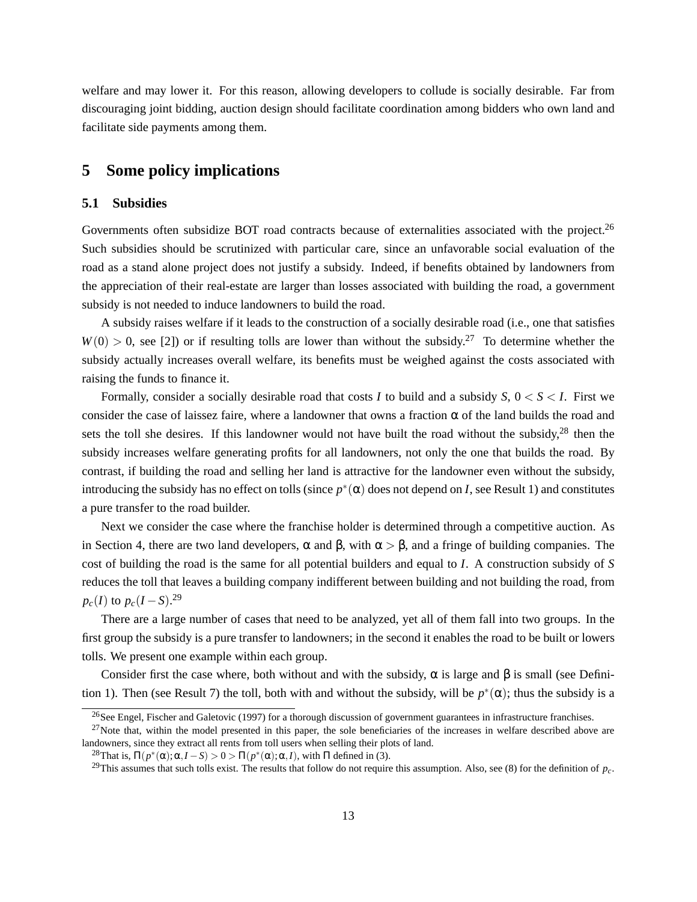welfare and may lower it. For this reason, allowing developers to collude is socially desirable. Far from discouraging joint bidding, auction design should facilitate coordination among bidders who own land and facilitate side payments among them.

## 5 Some policy implications

### 5.1 Subsidies

Governments often subsidize BOT road contracts because of externalities associated with the project.[26] Such subsidies should be scrutinized with particular care, since an unfavorable social evaluation of the road as a stand alone project does not justify a subsidy. Indeed, if benefits obtained by landowners from the appreciation of their real-estate are larger than losses associated with building the road, a government subsidy is not needed to induce landowners to build the road.

A subsidy raises welfare if it leads to the construction of a socially desirable road (i.e., one that satisfies $W(0) > 0$, see [2]) or if resulting tolls are lower than without the subsidy.[27] To determine whether the subsidy actually increases overall welfare, its benefits must be weighed against the costs associated with raising the funds to finance it.

Formally, consider a socially desirable road that costs $I$ to build and a subsidy $S$, $0 < S < I$. First we consider the case of laissez faire, where a landowner that owns a fraction $\alpha$ of the land builds the road and sets the toll she desires. If this landowner would not have built the road without the subsidy,[28] then the subsidy increases welfare generating profits for all landowners, not only the one that builds the road. By contrast, if building the road and selling her land is attractive for the landowner even without the subsidy, introducing the subsidy has no effect on tolls (since $p^*(\alpha)$ does not depend on $I$, see Result 1) and constitutes a pure transfer to the road builder.

Next we consider the case where the franchise holder is determined through a competitive auction. As in Section 4, there are two land developers, $\alpha$ and $\beta$, with $\alpha > \beta$, and a fringe of building companies. The cost of building the road is the same for all potential builders and equal to $I$. A construction subsidy of $S$ reduces the toll that leaves a building company indifferent between building and not building the road, from $p_c(I)$ to $p_c(I-S)$.[29]

There are a large number of cases that need to be analyzed, yet all of them fall into two groups. In the first group the subsidy is a pure transfer to landowners; in the second it enables the road to be built or lowers tolls. We present one example within each group.

Consider first the case where, both without and with the subsidy, $\alpha$ is large and $\beta$ is small (see Definition 1). Then (see Result 7) the toll, both with and without the subsidy, will be $p^*(\alpha)$; thus the subsidy is a

[26] See Engel, Fischer and Galetovic (1997) for a thorough discussion of government guarantees in infrastructure franchises.

[27] Note that, within the model presented in this paper, the sole beneficiaries of the increases in welfare described above are landowners, since they extract all rents from toll users when selling their plots of land.

[28] That is, $\Pi(p^*(\alpha); \alpha, I-S) > 0 > \Pi(p^*(\alpha); \alpha, I)$, with $\Pi$ defined in (3).

[29] This assumes that such tolls exist. The results that follow do not require this assumption. Also, see (8) for the definition of $p_c$.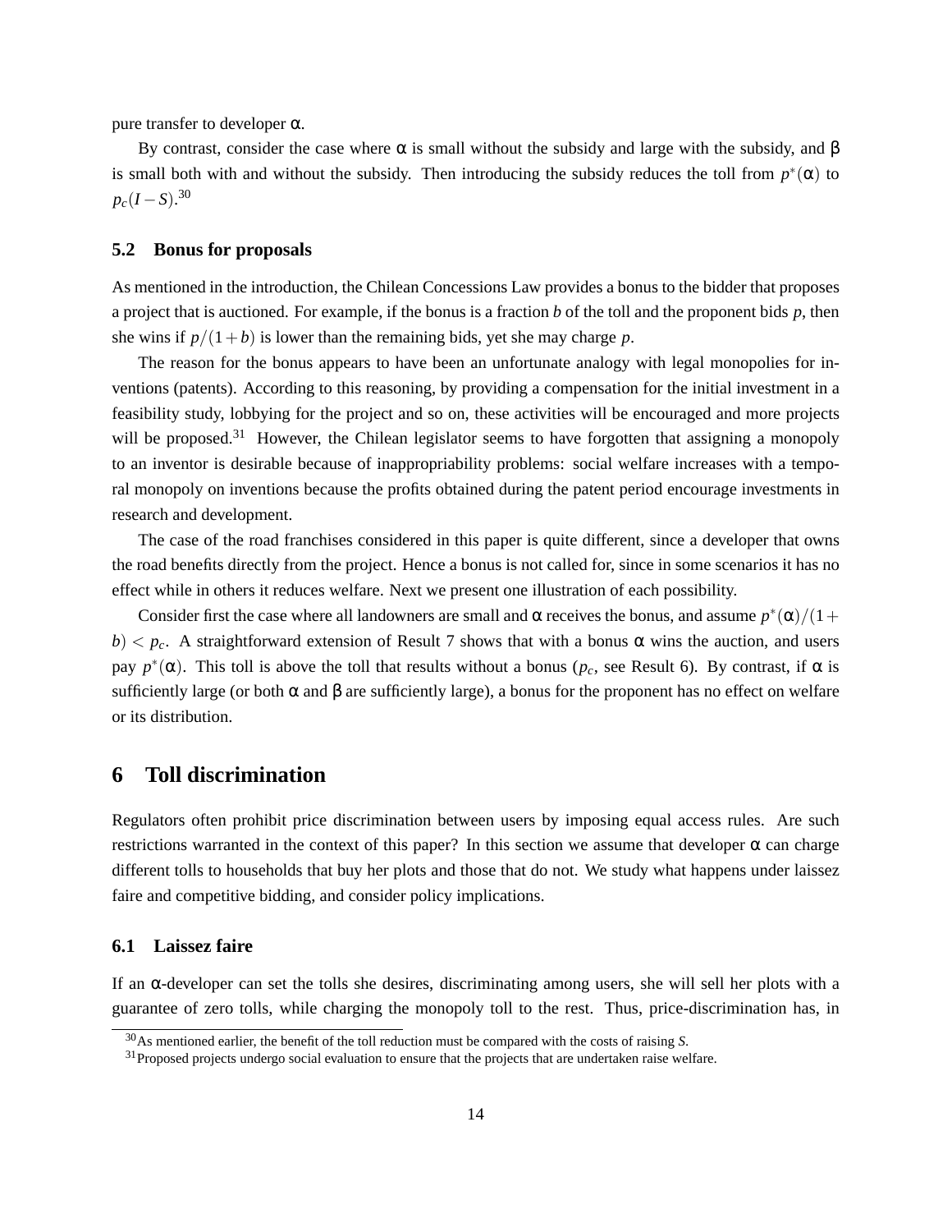pure transfer to developer $\alpha$.

By contrast, consider the case where $\alpha$ is small without the subsidy and large with the subsidy, and $\beta$ is small both with and without the subsidy. Then introducing the subsidy reduces the toll from $p^*(\alpha)$ to $p_c(I-S)$.[30]

### 5.2 Bonus for proposals

As mentioned in the introduction, the Chilean Concessions Law provides a bonus to the bidder that proposes a project that is auctioned. For example, if the bonus is a fraction $b$ of the toll and the proponent bids $p$, then she wins if $p/(1+b)$ is lower than the remaining bids, yet she may charge $p$.

The reason for the bonus appears to have been an unfortunate analogy with legal monopolies for inventions (patents). According to this reasoning, by providing a compensation for the initial investment in a feasibility study, lobbying for the project and so on, these activities will be encouraged and more projects will be proposed.[31] However, the Chilean legislator seems to have forgotten that assigning a monopoly to an inventor is desirable because of inappropriability problems: social welfare increases with a temporal monopoly on inventions because the profits obtained during the patent period encourage investments in research and development.

The case of the road franchises considered in this paper is quite different, since a developer that owns the road benefits directly from the project. Hence a bonus is not called for, since in some scenarios it has no effect while in others it reduces welfare. Next we present one illustration of each possibility.

Consider first the case where all landowners are small and $\alpha$ receives the bonus, and assume $p^*(\alpha)/(1+b) < p_c$. A straightforward extension of Result 7 shows that with a bonus $\alpha$ wins the auction, and users pay $p^*(\alpha)$. This toll is above the toll that results without a bonus ($p_c$, see Result 6). By contrast, if $\alpha$ is sufficiently large (or both $\alpha$ and $\beta$ are sufficiently large), a bonus for the proponent has no effect on welfare or its distribution.

## 6 Toll discrimination

Regulators often prohibit price discrimination between users by imposing equal access rules. Are such restrictions warranted in the context of this paper? In this section we assume that developer $\alpha$ can charge different tolls to households that buy her plots and those that do not. We study what happens under laissez faire and competitive bidding, and consider policy implications.

### 6.1 Laissez faire

If an $\alpha$-developer can set the tolls she desires, discriminating among users, she will sell her plots with a guarantee of zero tolls, while charging the monopoly toll to the rest. Thus, price-discrimination has, in

[30] As mentioned earlier, the benefit of the toll reduction must be compared with the costs of raising $S$.

[31] Proposed projects undergo social evaluation to ensure that the projects that are undertaken raise welfare.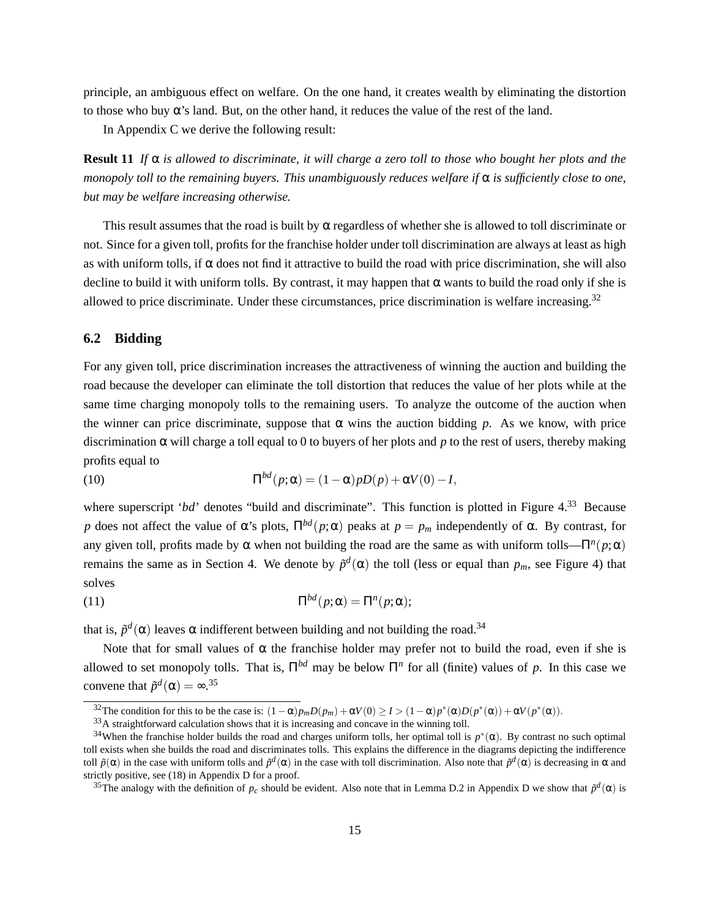principle, an ambiguous effect on welfare. On the one hand, it creates wealth by eliminating the distortion to those who buy $\alpha$'s land. But, on the other hand, it reduces the value of the rest of the land.

In Appendix C we derive the following result:

**Result 11** *If $\alpha$ is allowed to discriminate, it will charge a zero toll to those who bought her plots and the monopoly toll to the remaining buyers. This unambiguously reduces welfare if $\alpha$ is sufficiently close to one, but may be welfare increasing otherwise.*

This result assumes that the road is built by $\alpha$ regardless of whether she is allowed to toll discriminate or not. Since for a given toll, profits for the franchise holder under toll discrimination are always at least as high as with uniform tolls, if $\alpha$ does not find it attractive to build the road with price discrimination, she will also decline to build it with uniform tolls. By contrast, it may happen that $\alpha$ wants to build the road only if she is allowed to price discriminate. Under these circumstances, price discrimination is welfare increasing.[32]

## 6.2 Bidding

For any given toll, price discrimination increases the attractiveness of winning the auction and building the road because the developer can eliminate the toll distortion that reduces the value of her plots while at the same time charging monopoly tolls to the remaining users. To analyze the outcome of the auction when the winner can price discriminate, suppose that $\alpha$ wins the auction bidding $p$. As we know, with price discrimination $\alpha$ will charge a toll equal to 0 to buyers of her plots and $p$ to the rest of users, thereby making profits equal to

$$\Pi^{bd}(p;\alpha) = (1-\alpha)pD(p) + \alpha V(0) - I, \tag{10}$$

where superscript '$bd$' denotes "build and discriminate". This function is plotted in Figure 4.[33] Because $p$ does not affect the value of $\alpha$'s plots, $\Pi^{bd}(p;\alpha)$ peaks at $p = p_m$ independently of $\alpha$. By contrast, for any given toll, profits made by $\alpha$ when not building the road are the same as with uniform tolls—$\Pi^n(p;\alpha)$ remains the same as in Section 4. We denote by $\tilde{p}^d(\alpha)$ the toll (less or equal than $p_m$, see Figure 4) that solves

$$\Pi^{bd}(p;\alpha) = \Pi^n(p;\alpha); \tag{11}$$

that is, $\tilde{p}^d(\alpha)$ leaves $\alpha$ indifferent between building and not building the road.[34]

Note that for small values of $\alpha$ the franchise holder may prefer not to build the road, even if she is allowed to set monopoly tolls. That is, $\Pi^{bd}$ may be below $\Pi^n$ for all (finite) values of $p$. In this case we convene that $\tilde{p}^d(\alpha) = \infty$.[35]

---

[32] The condition for this to be the case is: $(1-\alpha)p_m D(p_m) + \alpha V(0) \geq I > (1-\alpha)p^*(\alpha)D(p^*(\alpha)) + \alpha V(p^*(\alpha))$.

[33] A straightforward calculation shows that it is increasing and concave in the winning toll.

[34] When the franchise holder builds the road and charges uniform tolls, her optimal toll is $p^*(\alpha)$. By contrast no such optimal toll exists when she builds the road and discriminates tolls. This explains the difference in the diagrams depicting the indifference toll $\tilde{p}(\alpha)$ in the case with uniform tolls and $\tilde{p}^d(\alpha)$ in the case with toll discrimination. Also note that $\tilde{p}^d(\alpha)$ is decreasing in $\alpha$ and strictly positive, see (18) in Appendix D for a proof.

[35] The analogy with the definition of $p_c$ should be evident. Also note that in Lemma D.2 in Appendix D we show that $\tilde{p}^d(\alpha)$ is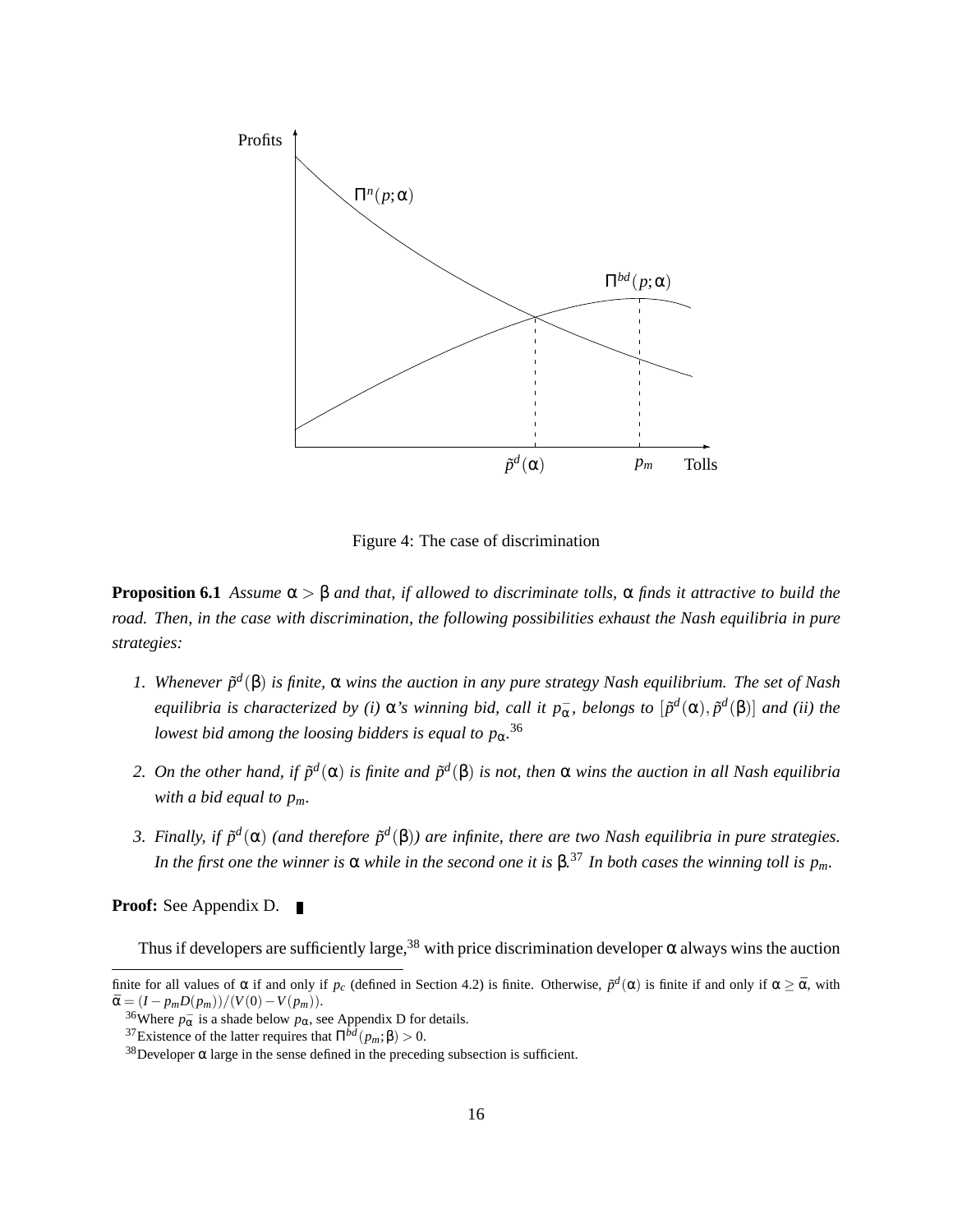Figure 4: The case of discrimination

**Proposition 6.1** *Assume $\alpha > \beta$ and that, if allowed to discriminate tolls, $\alpha$ finds it attractive to build the road. Then, in the case with discrimination, the following possibilities exhaust the Nash equilibria in pure strategies:*

1. *Whenever $\tilde{p}^d(\beta)$ is finite, $\alpha$ wins the auction in any pure strategy Nash equilibrium. The set of Nash equilibria is characterized by (i) $\alpha$'s winning bid, call it $p_\alpha^-$, belongs to $[\tilde{p}^d(\alpha), \tilde{p}^d(\beta)]$ and (ii) the lowest bid among the loosing bidders is equal to $p_\alpha$.*[36]

2. *On the other hand, if $\tilde{p}^d(\alpha)$ is finite and $\tilde{p}^d(\beta)$ is not, then $\alpha$ wins the auction in all Nash equilibria with a bid equal to $p_m$.*

3. *Finally, if $\tilde{p}^d(\alpha)$ (and therefore $\tilde{p}^d(\beta)$) are infinite, there are two Nash equilibria in pure strategies. In the first one the winner is $\alpha$ while in the second one it is $\beta$.*[37] *In both cases the winning toll is $p_m$.*

**Proof:** See Appendix D. ∎

Thus if developers are sufficiently large,[38] with price discrimination developer $\alpha$ always wins the auction

---

finite for all values of $\alpha$ if and only if $p_c$ (defined in Section 4.2) is finite. Otherwise, $\tilde{p}^d(\alpha)$ is finite if and only if $\alpha \geq \bar{\alpha}$, with $\bar{\alpha} = (I - p_m D(p_m))/(V(0) - V(p_m))$.

[36] Where $p_\alpha^-$ is a shade below $p_\alpha$, see Appendix D for details.

[37] Existence of the latter requires that $\Pi^{bd}(p_m; \beta) > 0$.

[38] Developer $\alpha$ large in the sense defined in the preceding subsection is sufficient.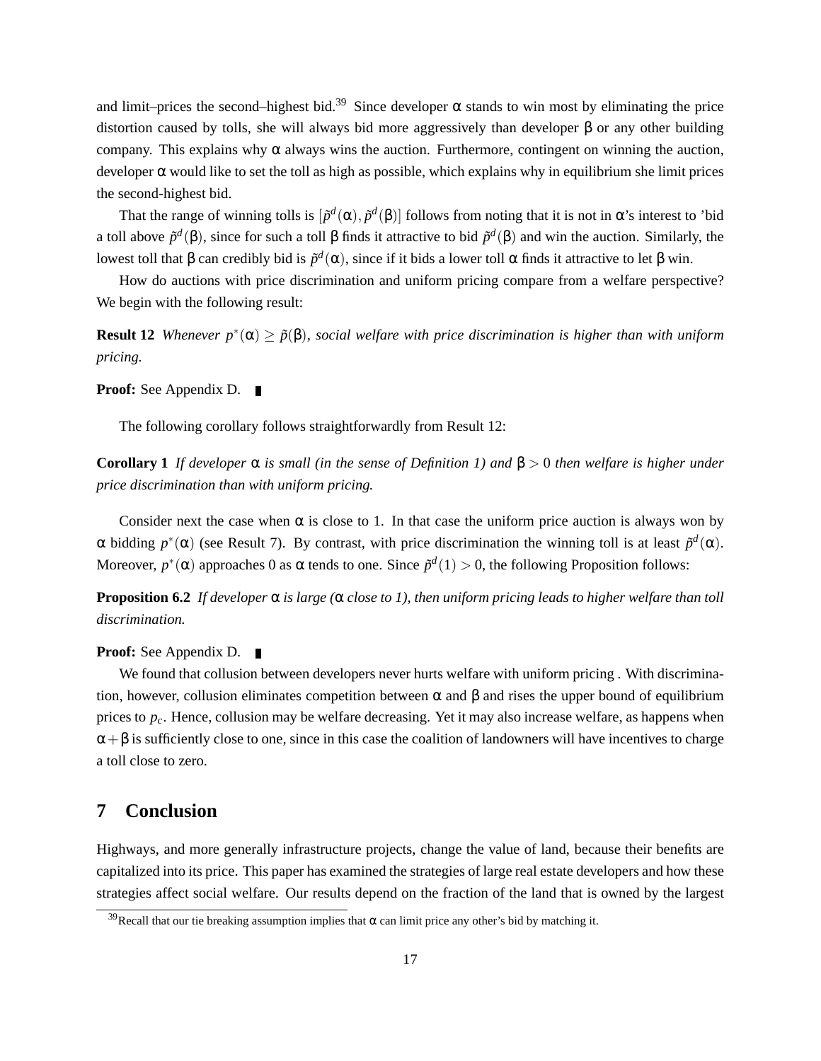and limit–prices the second–highest bid.[39] Since developer $\alpha$ stands to win most by eliminating the price distortion caused by tolls, she will always bid more aggressively than developer $\beta$ or any other building company. This explains why $\alpha$ always wins the auction. Furthermore, contingent on winning the auction, developer $\alpha$ would like to set the toll as high as possible, which explains why in equilibrium she limit prices the second-highest bid.

That the range of winning tolls is $[\tilde{p}^d(\alpha), \tilde{p}^d(\beta)]$ follows from noting that it is not in $\alpha$'s interest to 'bid a toll above $\tilde{p}^d(\beta)$, since for such a toll $\beta$ finds it attractive to bid $\tilde{p}^d(\beta)$ and win the auction. Similarly, the lowest toll that $\beta$ can credibly bid is $\tilde{p}^d(\alpha)$, since if it bids a lower toll $\alpha$ finds it attractive to let $\beta$ win.

How do auctions with price discrimination and uniform pricing compare from a welfare perspective? We begin with the following result:

**Result 12** *Whenever $p^*(\alpha) \geq \tilde{p}(\beta)$, social welfare with price discrimination is higher than with uniform pricing.*

**Proof:** See Appendix D. ∎

The following corollary follows straightforwardly from Result 12:

**Corollary 1** *If developer $\alpha$ is small (in the sense of Definition 1) and $\beta > 0$ then welfare is higher under price discrimination than with uniform pricing.*

Consider next the case when $\alpha$ is close to 1. In that case the uniform price auction is always won by $\alpha$ bidding $p^*(\alpha)$ (see Result 7). By contrast, with price discrimination the winning toll is at least $\tilde{p}^d(\alpha)$. Moreover, $p^*(\alpha)$ approaches 0 as $\alpha$ tends to one. Since $\tilde{p}^d(1) > 0$, the following Proposition follows:

**Proposition 6.2** *If developer $\alpha$ is large ($\alpha$ close to 1), then uniform pricing leads to higher welfare than toll discrimination.*

**Proof:** See Appendix D. ∎

We found that collusion between developers never hurts welfare with uniform pricing . With discrimination, however, collusion eliminates competition between $\alpha$ and $\beta$ and rises the upper bound of equilibrium prices to $p_c$. Hence, collusion may be welfare decreasing. Yet it may also increase welfare, as happens when $\alpha + \beta$ is sufficiently close to one, since in this case the coalition of landowners will have incentives to charge a toll close to zero.

## 7 Conclusion

Highways, and more generally infrastructure projects, change the value of land, because their benefits are capitalized into its price. This paper has examined the strategies of large real estate developers and how these strategies affect social welfare. Our results depend on the fraction of the land that is owned by the largest

[39] Recall that our tie breaking assumption implies that $\alpha$ can limit price any other's bid by matching it.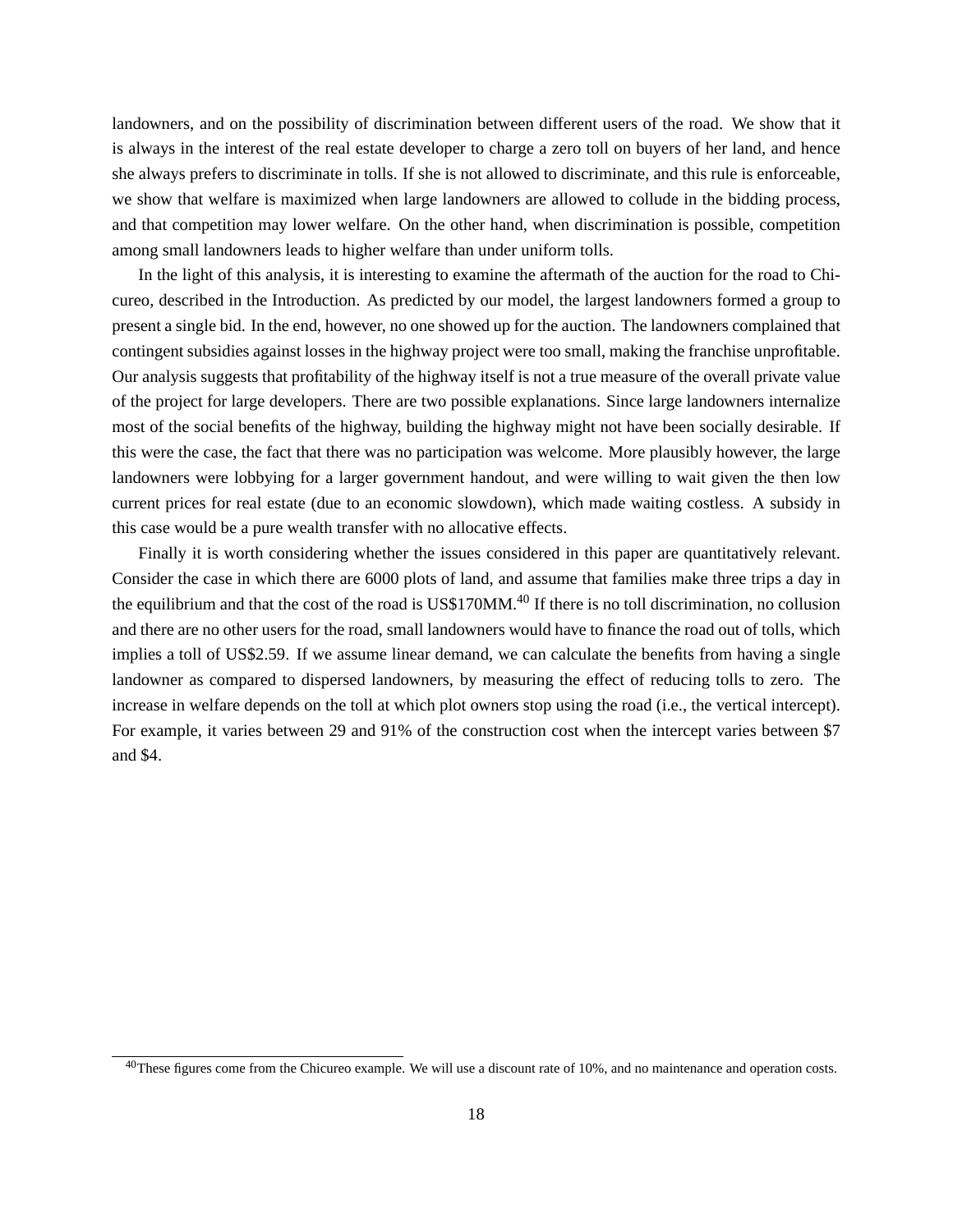landowners, and on the possibility of discrimination between different users of the road. We show that it is always in the interest of the real estate developer to charge a zero toll on buyers of her land, and hence she always prefers to discriminate in tolls. If she is not allowed to discriminate, and this rule is enforceable, we show that welfare is maximized when large landowners are allowed to collude in the bidding process, and that competition may lower welfare. On the other hand, when discrimination is possible, competition among small landowners leads to higher welfare than under uniform tolls.

In the light of this analysis, it is interesting to examine the aftermath of the auction for the road to Chicureo, described in the Introduction. As predicted by our model, the largest landowners formed a group to present a single bid. In the end, however, no one showed up for the auction. The landowners complained that contingent subsidies against losses in the highway project were too small, making the franchise unprofitable. Our analysis suggests that profitability of the highway itself is not a true measure of the overall private value of the project for large developers. There are two possible explanations. Since large landowners internalize most of the social benefits of the highway, building the highway might not have been socially desirable. If this were the case, the fact that there was no participation was welcome. More plausibly however, the large landowners were lobbying for a larger government handout, and were willing to wait given the then low current prices for real estate (due to an economic slowdown), which made waiting costless. A subsidy in this case would be a pure wealth transfer with no allocative effects.

Finally it is worth considering whether the issues considered in this paper are quantitatively relevant. Consider the case in which there are 6000 plots of land, and assume that families make three trips a day in the equilibrium and that the cost of the road is US$170MM.[40] If there is no toll discrimination, no collusion and there are no other users for the road, small landowners would have to finance the road out of tolls, which implies a toll of US$2.59. If we assume linear demand, we can calculate the benefits from having a single landowner as compared to dispersed landowners, by measuring the effect of reducing tolls to zero. The increase in welfare depends on the toll at which plot owners stop using the road (i.e., the vertical intercept). For example, it varies between 29 and 91% of the construction cost when the intercept varies between $7 and $4.

[40] These figures come from the Chicureo example. We will use a discount rate of 10%, and no maintenance and operation costs.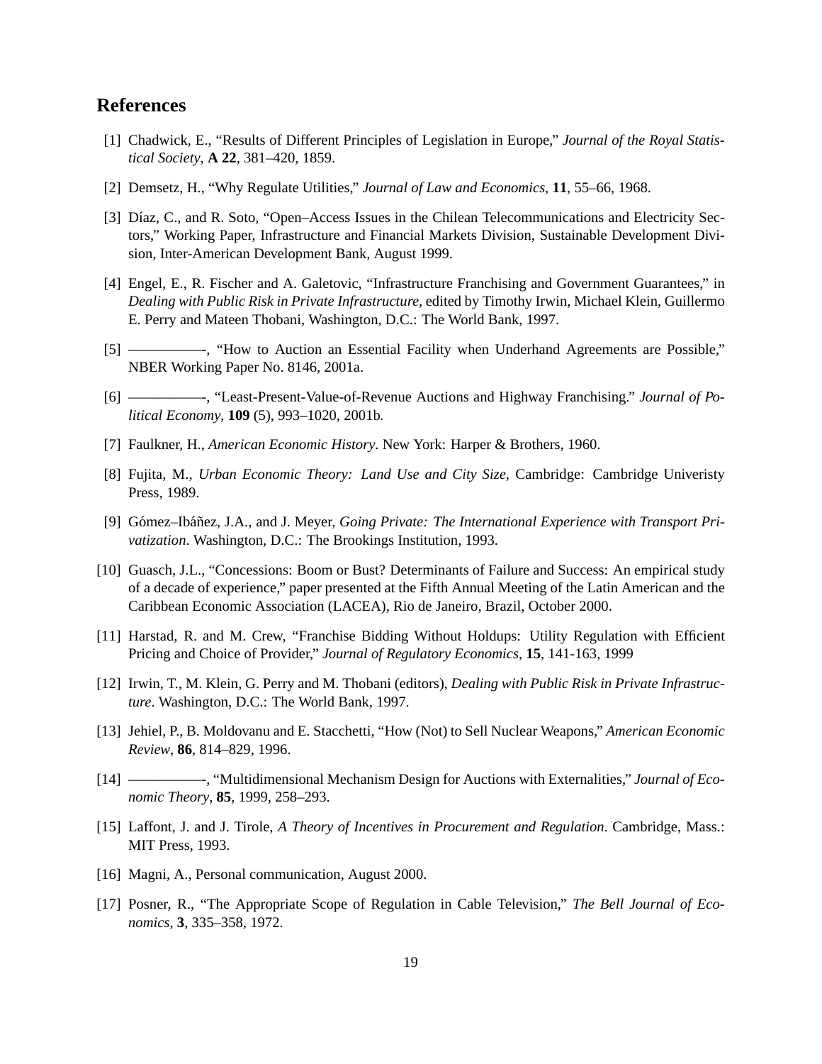## References

[1] Chadwick, E., "Results of Different Principles of Legislation in Europe," *Journal of the Royal Statistical Society*, **A 22**, 381–420, 1859.

[2] Demsetz, H., "Why Regulate Utilities," *Journal of Law and Economics*, **11**, 55–66, 1968.

[3] Díaz, C., and R. Soto, "Open–Access Issues in the Chilean Telecommunications and Electricity Sectors," Working Paper, Infrastructure and Financial Markets Division, Sustainable Development Division, Inter-American Development Bank, August 1999.

[4] Engel, E., R. Fischer and A. Galetovic, "Infrastructure Franchising and Government Guarantees," in *Dealing with Public Risk in Private Infrastructure*, edited by Timothy Irwin, Michael Klein, Guillermo E. Perry and Mateen Thobani, Washington, D.C.: The World Bank, 1997.

[5] ——————-, "How to Auction an Essential Facility when Underhand Agreements are Possible," NBER Working Paper No. 8146, 2001a.

[6] ——————-, "Least-Present-Value-of-Revenue Auctions and Highway Franchising." *Journal of Political Economy*, **109** (5), 993–1020, 2001b.

[7] Faulkner, H., *American Economic History*. New York: Harper & Brothers, 1960.

[8] Fujita, M., *Urban Economic Theory: Land Use and City Size*, Cambridge: Cambridge Univeristy Press, 1989.

[9] Gómez–Ibáñez, J.A., and J. Meyer, *Going Private: The International Experience with Transport Privatization*. Washington, D.C.: The Brookings Institution, 1993.

[10] Guasch, J.L., "Concessions: Boom or Bust? Determinants of Failure and Success: An empirical study of a decade of experience," paper presented at the Fifth Annual Meeting of the Latin American and the Caribbean Economic Association (LACEA), Rio de Janeiro, Brazil, October 2000.

[11] Harstad, R. and M. Crew, "Franchise Bidding Without Holdups: Utility Regulation with Efficient Pricing and Choice of Provider," *Journal of Regulatory Economics*, **15**, 141-163, 1999

[12] Irwin, T., M. Klein, G. Perry and M. Thobani (editors), *Dealing with Public Risk in Private Infrastructure*. Washington, D.C.: The World Bank, 1997.

[13] Jehiel, P., B. Moldovanu and E. Stacchetti, "How (Not) to Sell Nuclear Weapons," *American Economic Review*, **86**, 814–829, 1996.

[14] ——————-, "Multidimensional Mechanism Design for Auctions with Externalities," *Journal of Economic Theory*, **85**, 1999, 258–293.

[15] Laffont, J. and J. Tirole, *A Theory of Incentives in Procurement and Regulation*. Cambridge, Mass.: MIT Press, 1993.

[16] Magni, A., Personal communication, August 2000.

[17] Posner, R., "The Appropriate Scope of Regulation in Cable Television," *The Bell Journal of Economics*, **3**, 335–358, 1972.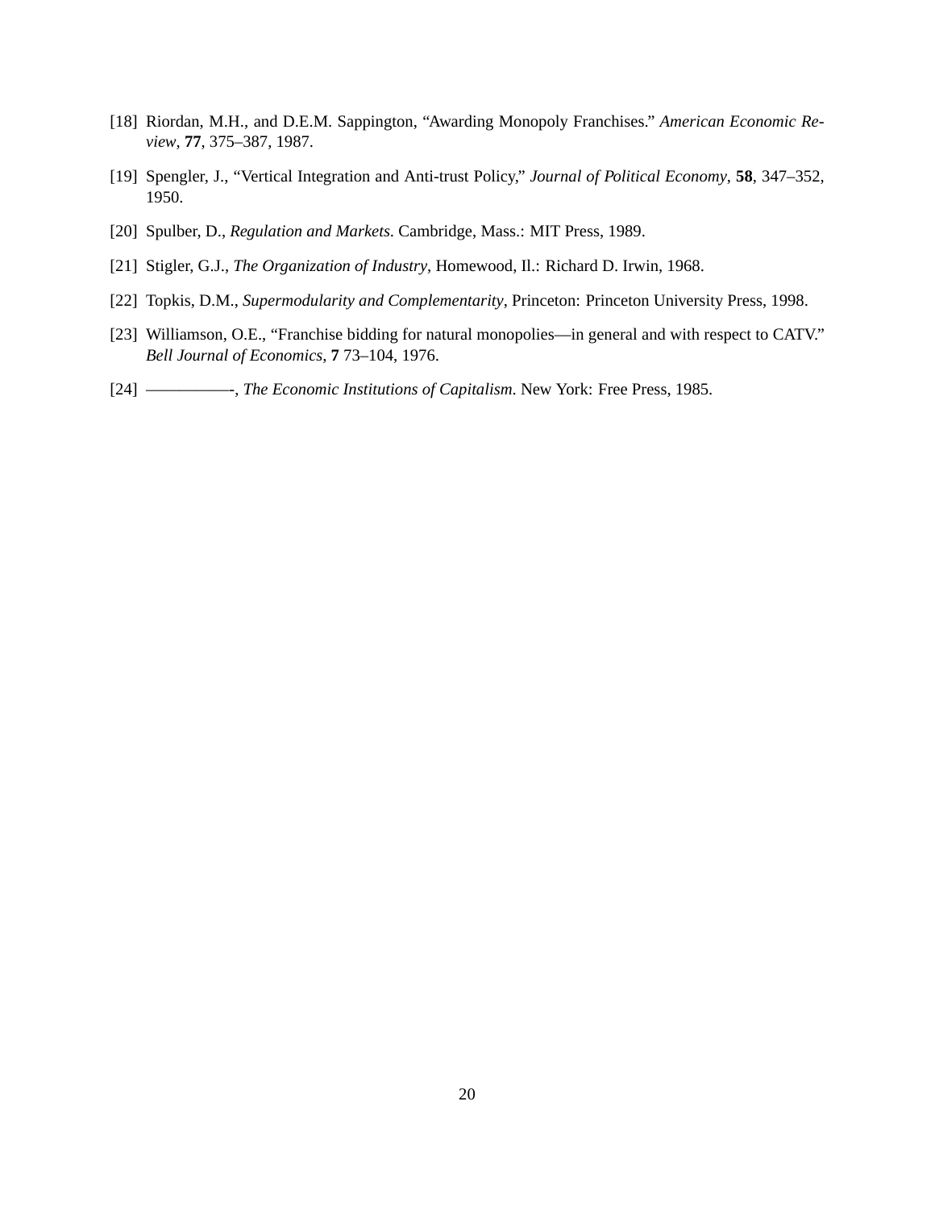[18] Riordan, M.H., and D.E.M. Sappington, "Awarding Monopoly Franchises." *American Economic Review*, **77**, 375–387, 1987.

[19] Spengler, J., "Vertical Integration and Anti-trust Policy," *Journal of Political Economy*, **58**, 347–352, 1950.

[20] Spulber, D., *Regulation and Markets*. Cambridge, Mass.: MIT Press, 1989.

[21] Stigler, G.J., *The Organization of Industry*, Homewood, Il.: Richard D. Irwin, 1968.

[22] Topkis, D.M., *Supermodularity and Complementarity*, Princeton: Princeton University Press, 1998.

[23] Williamson, O.E., "Franchise bidding for natural monopolies—in general and with respect to CATV." *Bell Journal of Economics*, **7** 73–104, 1976.

[24] ——————-, *The Economic Institutions of Capitalism*. New York: Free Press, 1985.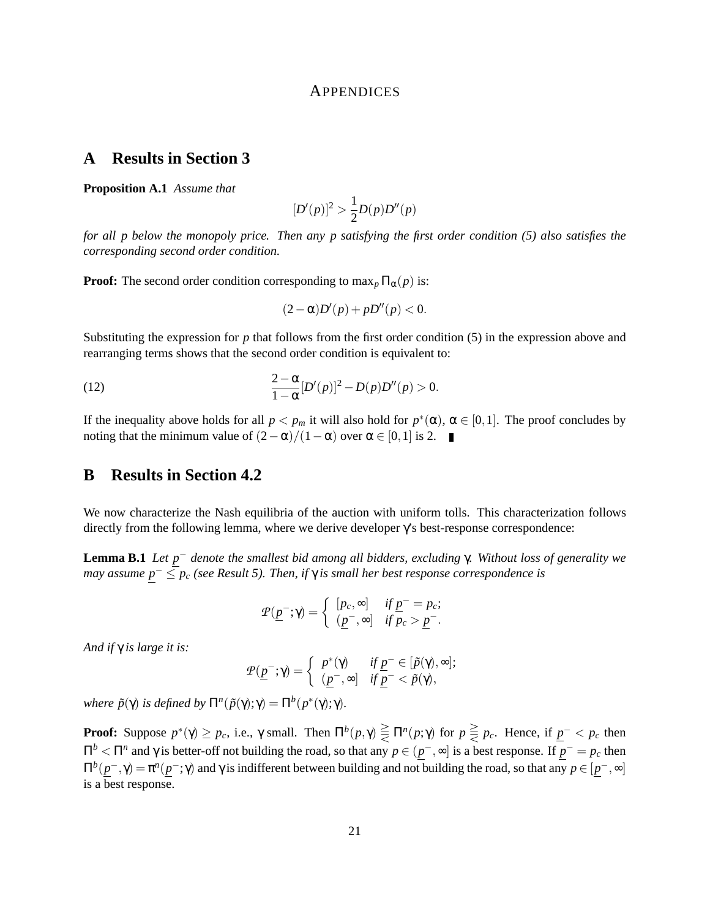# APPENDICES

## A Results in Section 3

**Proposition A.1** *Assume that*

$$[D'(p)]^2 > \frac{1}{2}D(p)D''(p)$$

*for all p below the monopoly price. Then any p satisfying the first order condition (5) also satisfies the corresponding second order condition.*

**Proof:** The second order condition corresponding to $\max_p \Pi_\alpha(p)$ is:

$$(2-\alpha)D'(p) + pD''(p) < 0.$$

Substituting the expression for $p$ that follows from the first order condition (5) in the expression above and rearranging terms shows that the second order condition is equivalent to:

$$\frac{2-\alpha}{1-\alpha}[D'(p)]^2 - D(p)D''(p) > 0. \tag{12}$$

If the inequality above holds for all $p < p_m$ it will also hold for $p^*(\alpha)$, $\alpha \in [0,1]$. The proof concludes by noting that the minimum value of $(2-\alpha)/(1-\alpha)$ over $\alpha \in [0,1]$ is 2. ∎

## B Results in Section 4.2

We now characterize the Nash equilibria of the auction with uniform tolls. This characterization follows directly from the following lemma, where we derive developer $\gamma$'s best-response correspondence:

**Lemma B.1** *Let $\underline{p}^-$ denote the smallest bid among all bidders, excluding $\gamma$. Without loss of generality we may assume $\underline{p}^- \leq p_c$ (see Result 5). Then, if $\gamma$ is small her best response correspondence is*

$$\mathcal{P}(\underline{p}^-;\gamma) = \begin{cases} [p_c, \infty] & \text{if } \underline{p}^- = p_c; \\ (\underline{p}^-, \infty] & \text{if } p_c > \underline{p}^-. \end{cases}$$

*And if $\gamma$ is large it is:*

$$\mathcal{P}(\underline{p}^-;\gamma) = \begin{cases} p^*(\gamma) & \text{if } \underline{p}^- \in [\tilde{p}(\gamma), \infty]; \\ (\underline{p}^-, \infty] & \text{if } \underline{p}^- < \tilde{p}(\gamma), \end{cases}$$

*where $\tilde{p}(\gamma)$ is defined by $\Pi^n(\tilde{p}(\gamma);\gamma) = \Pi^b(p^*(\gamma);\gamma)$.*

**Proof:** Suppose $p^*(\gamma) \geq p_c$, i.e., $\gamma$ small. Then $\Pi^b(p,\gamma) \gtreqless \Pi^n(p;\gamma)$ for $p \gtreqless p_c$. Hence, if $\underline{p}^- < p_c$ then $\Pi^b < \Pi^n$ and $\gamma$ is better-off not building the road, so that any $p \in (\underline{p}^-, \infty]$ is a best response. If $\underline{p}^- = p_c$ then $\Pi^b(\underline{p}^-,\gamma) = \pi^n(\underline{p}^-;\gamma)$ and $\gamma$ is indifferent between building and not building the road, so that any $p \in [\underline{p}^-, \infty]$ is a best response.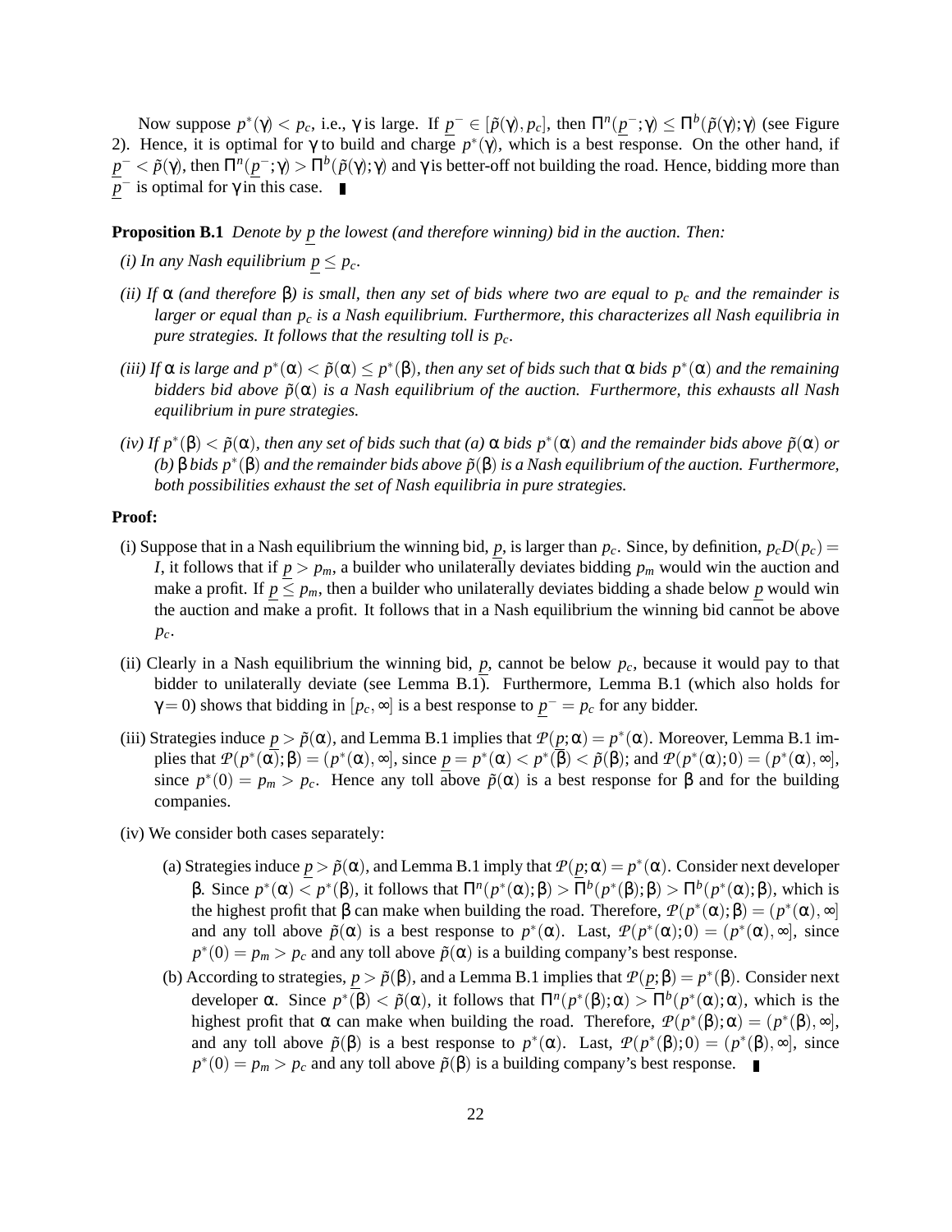Now suppose $p^*(\gamma) < p_c$, i.e., $\gamma$ is large. If $\underline{p}^- \in [\tilde{p}(\gamma), p_c]$, then $\Pi^n(\underline{p}^-; \gamma) \leq \Pi^b(\tilde{p}(\gamma); \gamma)$ (see Figure 2). Hence, it is optimal for $\gamma$ to build and charge $p^*(\gamma)$, which is a best response. On the other hand, if $\underline{p}^- < \tilde{p}(\gamma)$, then $\Pi^n(\underline{p}^-; \gamma) > \Pi^b(\tilde{p}(\gamma); \gamma)$ and $\gamma$ is better-off not building the road. Hence, bidding more than $\underline{p}^-$ is optimal for $\gamma$ in this case. ∎

**Proposition B.1** *Denote by $\underline{p}$ the lowest (and therefore winning) bid in the auction. Then:*

*(i) In any Nash equilibrium $\underline{p} \leq p_c$.*

*(ii) If $\alpha$ (and therefore $\beta$) is small, then any set of bids where two are equal to $p_c$ and the remainder is larger or equal than $p_c$ is a Nash equilibrium. Furthermore, this characterizes all Nash equilibria in pure strategies. It follows that the resulting toll is $p_c$.*

*(iii) If $\alpha$ is large and $p^*(\alpha) < \tilde{p}(\alpha) \leq p^*(\beta)$, then any set of bids such that $\alpha$ bids $p^*(\alpha)$ and the remaining bidders bid above $\tilde{p}(\alpha)$ is a Nash equilibrium of the auction. Furthermore, this exhausts all Nash equilibrium in pure strategies.*

*(iv) If $p^*(\beta) < \tilde{p}(\alpha)$, then any set of bids such that (a) $\alpha$ bids $p^*(\alpha)$ and the remainder bids above $\tilde{p}(\alpha)$ or (b) $\beta$ bids $p^*(\beta)$ and the remainder bids above $\tilde{p}(\beta)$ is a Nash equilibrium of the auction. Furthermore, both possibilities exhaust the set of Nash equilibria in pure strategies.*

**Proof:**

(i) Suppose that in a Nash equilibrium the winning bid, $\underline{p}$, is larger than $p_c$. Since, by definition, $p_c D(p_c) = I$, it follows that if $\underline{p} > p_m$, a builder who unilaterally deviates bidding $p_m$ would win the auction and make a profit. If $\underline{p} \leq p_m$, then a builder who unilaterally deviates bidding a shade below $\underline{p}$ would win the auction and make a profit. It follows that in a Nash equilibrium the winning bid cannot be above $p_c$.

(ii) Clearly in a Nash equilibrium the winning bid, $\underline{p}$, cannot be below $p_c$, because it would pay to that bidder to unilaterally deviate (see Lemma B.1). Furthermore, Lemma B.1 (which also holds for $\gamma = 0$) shows that bidding in $[p_c, \infty]$ is a best response to $\underline{p}^- = p_c$ for any bidder.

(iii) Strategies induce $\underline{p} > \tilde{p}(\alpha)$, and Lemma B.1 implies that $\mathcal{P}(\underline{p}; \alpha) = p^*(\alpha)$. Moreover, Lemma B.1 implies that $\mathcal{P}(p^*(\alpha); \beta) = (p^*(\alpha), \infty]$, since $\underline{p} = p^*(\alpha) < p^*(\beta) < \tilde{p}(\beta)$; and $\mathcal{P}(p^*(\alpha); 0) = (p^*(\alpha), \infty]$, since $p^*(0) = p_m > p_c$. Hence any toll above $\tilde{p}(\alpha)$ is a best response for $\beta$ and for the building companies.

(iv) We consider both cases separately:

(a) Strategies induce $\underline{p} > \tilde{p}(\alpha)$, and Lemma B.1 imply that $\mathcal{P}(\underline{p}; \alpha) = p^*(\alpha)$. Consider next developer $\beta$. Since $p^*(\alpha) < p^*(\beta)$, it follows that $\Pi^n(p^*(\alpha); \beta) > \Pi^b(p^*(\beta); \beta) > \Pi^b(p^*(\alpha); \beta)$, which is the highest profit that $\beta$ can make when building the road. Therefore, $\mathcal{P}(p^*(\alpha); \beta) = (p^*(\alpha), \infty]$ and any toll above $\tilde{p}(\alpha)$ is a best response to $p^*(\alpha)$. Last, $\mathcal{P}(p^*(\alpha); 0) = (p^*(\alpha), \infty]$, since $p^*(0) = p_m > p_c$ and any toll above $\tilde{p}(\alpha)$ is a building company's best response.

(b) According to strategies, $\underline{p} > \tilde{p}(\beta)$, and a Lemma B.1 implies that $\mathcal{P}(\underline{p}; \beta) = p^*(\beta)$. Consider next developer $\alpha$. Since $p^*(\beta) < \tilde{p}(\alpha)$, it follows that $\Pi^n(p^*(\beta); \alpha) > \Pi^b(p^*(\alpha); \alpha)$, which is the highest profit that $\alpha$ can make when building the road. Therefore, $\mathcal{P}(p^*(\beta); \alpha) = (p^*(\beta), \infty]$, and any toll above $\tilde{p}(\beta)$ is a best response to $p^*(\alpha)$. Last, $\mathcal{P}(p^*(\beta); 0) = (p^*(\beta), \infty]$, since $p^*(0) = p_m > p_c$ and any toll above $\tilde{p}(\beta)$ is a building company's best response. ∎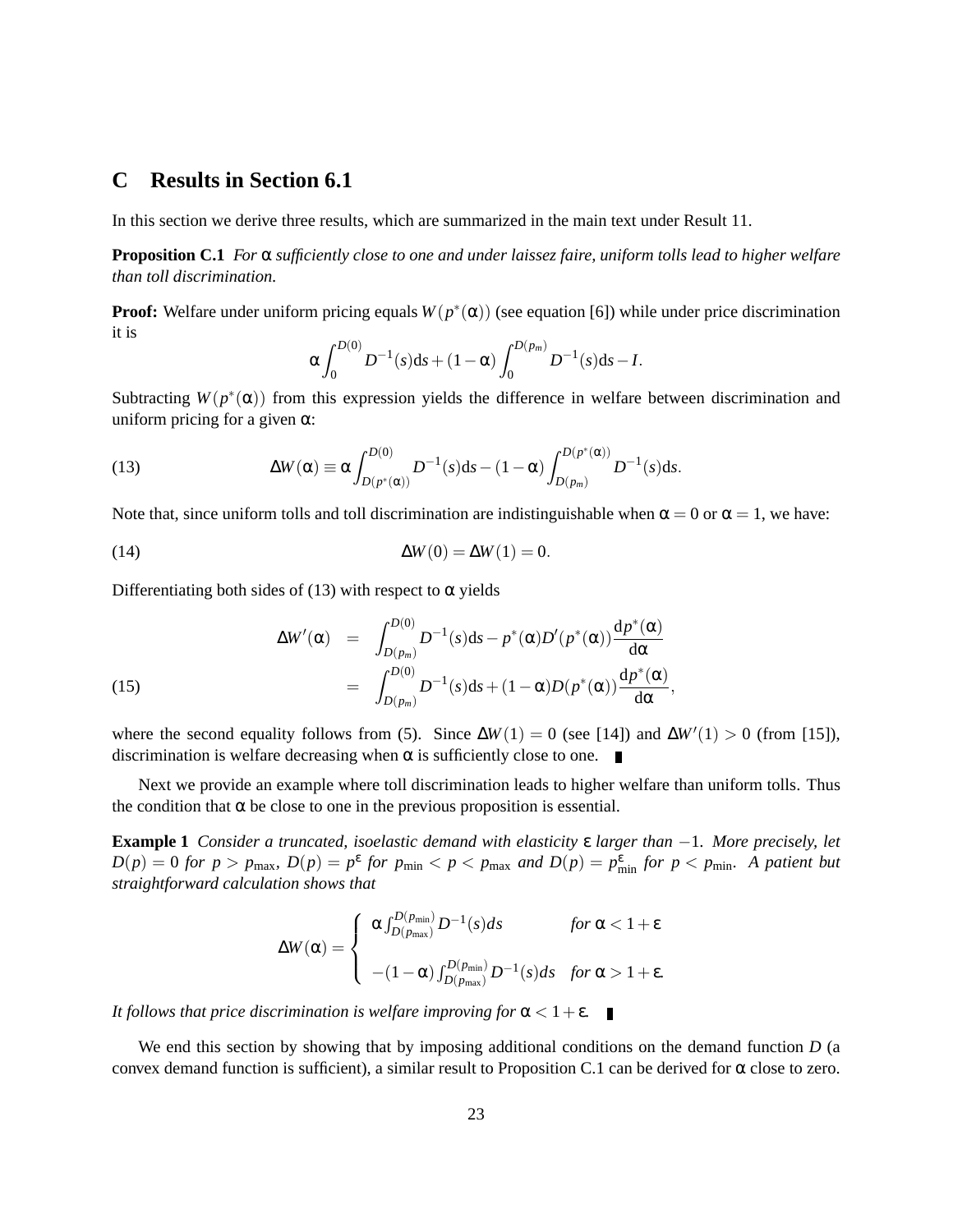## C Results in Section 6.1

In this section we derive three results, which are summarized in the main text under Result 11.

**Proposition C.1** *For $\alpha$ sufficiently close to one and under laissez faire, uniform tolls lead to higher welfare than toll discrimination.*

**Proof:** Welfare under uniform pricing equals $W(p^*(\alpha))$ (see equation [6]) while under price discrimination it is

$$\alpha \int_0^{D(0)} D^{-1}(s)\mathrm{d}s + (1-\alpha)\int_0^{D(p_m)} D^{-1}(s)\mathrm{d}s - I.$$

Subtracting $W(p^*(\alpha))$ from this expression yields the difference in welfare between discrimination and uniform pricing for a given $\alpha$:

$$\Delta W(\alpha) \equiv \alpha \int_{D(p^*(\alpha))}^{D(0)} D^{-1}(s)\mathrm{d}s - (1-\alpha)\int_{D(p_m)}^{D(p^*(\alpha))} D^{-1}(s)\mathrm{d}s. \tag{13}$$

Note that, since uniform tolls and toll discrimination are indistinguishable when $\alpha = 0$ or $\alpha = 1$, we have:

$$\Delta W(0) = \Delta W(1) = 0. \tag{14}$$

Differentiating both sides of (13) with respect to $\alpha$ yields

$$\begin{aligned}
\Delta W'(\alpha) &= \int_{D(p_m)}^{D(0)} D^{-1}(s)\mathrm{d}s - p^*(\alpha)D'(p^*(\alpha))\frac{\mathrm{d}p^*(\alpha)}{\mathrm{d}\alpha} \\
&= \int_{D(p_m)}^{D(0)} D^{-1}(s)\mathrm{d}s + (1-\alpha)D(p^*(\alpha))\frac{\mathrm{d}p^*(\alpha)}{\mathrm{d}\alpha},
\end{aligned} \tag{15}$$

where the second equality follows from (5). Since $\Delta W(1) = 0$ (see [14]) and $\Delta W'(1) > 0$ (from [15]), discrimination is welfare decreasing when $\alpha$ is sufficiently close to one. ∎

Next we provide an example where toll discrimination leads to higher welfare than uniform tolls. Thus the condition that $\alpha$ be close to one in the previous proposition is essential.

**Example 1** *Consider a truncated, isoelastic demand with elasticity $\varepsilon$ larger than $-1$. More precisely, let $D(p) = 0$ for $p > p_{\max}$, $D(p) = p^{\varepsilon}$ for $p_{\min} < p < p_{\max}$ and $D(p) = p_{\min}^{\varepsilon}$ for $p < p_{\min}$. A patient but straightforward calculation shows that*

$$\Delta W(\alpha) = \begin{cases} \alpha \int_{D(p_{\max})}^{D(p_{\min})} D^{-1}(s)ds & \text{for } \alpha < 1+\varepsilon \\[2ex] -(1-\alpha)\int_{D(p_{\max})}^{D(p_{\min})} D^{-1}(s)ds & \text{for } \alpha > 1+\varepsilon. \end{cases}$$

*It follows that price discrimination is welfare improving for $\alpha < 1+\varepsilon$.* ∎

We end this section by showing that by imposing additional conditions on the demand function $D$ (a convex demand function is sufficient), a similar result to Proposition C.1 can be derived for $\alpha$ close to zero.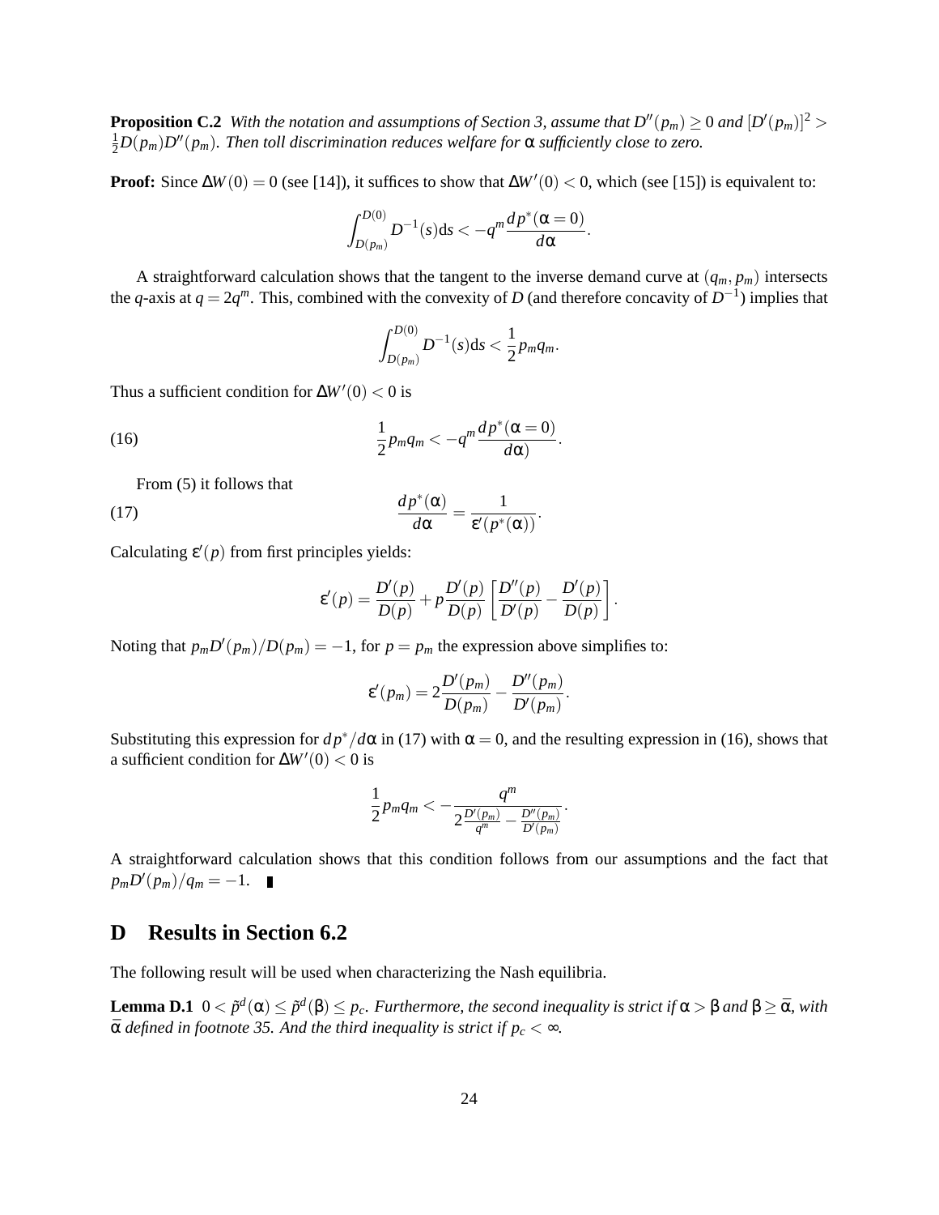**Proposition C.2** *With the notation and assumptions of Section 3, assume that $D''(p_m) \geq 0$ and $[D'(p_m)]^2 > \frac{1}{2}D(p_m)D''(p_m)$. Then toll discrimination reduces welfare for $\alpha$ sufficiently close to zero.*

**Proof:** Since $\Delta W(0) = 0$ (see [14]), it suffices to show that $\Delta W'(0) < 0$, which (see [15]) is equivalent to:

$$\int_{D(p_m)}^{D(0)} D^{-1}(s)\mathrm{d}s < -q^m \frac{dp^*(\alpha = 0)}{d\alpha}.$$

A straightforward calculation shows that the tangent to the inverse demand curve at $(q_m, p_m)$ intersects the $q$-axis at $q = 2q^m$. This, combined with the convexity of $D$ (and therefore concavity of $D^{-1}$) implies that

$$\int_{D(p_m)}^{D(0)} D^{-1}(s)\mathrm{d}s < \frac{1}{2} p_m q_m.$$

Thus a sufficient condition for $\Delta W'(0) < 0$ is

$$\frac{1}{2} p_m q_m < -q^m \frac{dp^*(\alpha = 0)}{d\alpha)}. \tag{16}$$

From (5) it follows that

$$\frac{dp^*(\alpha)}{d\alpha} = \frac{1}{\varepsilon'(p^*(\alpha))}. \tag{17}$$

Calculating $\varepsilon'(p)$ from first principles yields:

$$\varepsilon'(p) = \frac{D'(p)}{D(p)} + p\frac{D'(p)}{D(p)}\left[\frac{D''(p)}{D'(p)} - \frac{D'(p)}{D(p)}\right].$$

Noting that $p_m D'(p_m)/D(p_m) = -1$, for $p = p_m$ the expression above simplifies to:

$$\varepsilon'(p_m) = 2\frac{D'(p_m)}{D(p_m)} - \frac{D''(p_m)}{D'(p_m)}.$$

Substituting this expression for $dp^*/d\alpha$ in (17) with $\alpha = 0$, and the resulting expression in (16), shows that a sufficient condition for $\Delta W'(0) < 0$ is

$$\frac{1}{2} p_m q_m < -\frac{q^m}{2\frac{D'(p_m)}{q^m} - \frac{D''(p_m)}{D'(p_m)}}.$$

A straightforward calculation shows that this condition follows from our assumptions and the fact that $p_m D'(p_m)/q_m = -1$. ∎

# D Results in Section 6.2

The following result will be used when characterizing the Nash equilibria.

**Lemma D.1** $0 < \tilde{p}^d(\alpha) \leq \tilde{p}^d(\beta) \leq p_c$. *Furthermore, the second inequality is strict if $\alpha > \beta$ and $\beta \geq \bar{\alpha}$, with $\bar{\alpha}$ defined in footnote 35. And the third inequality is strict if $p_c < \infty$.*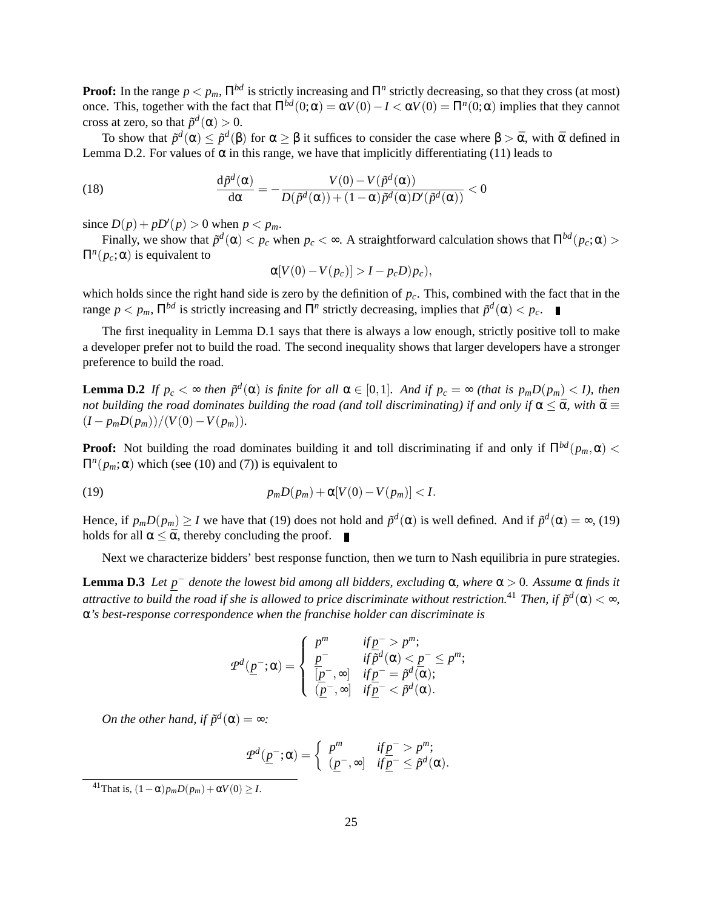**Proof:** In the range $p < p_m$, $\Pi^{bd}$ is strictly increasing and $\Pi^n$ strictly decreasing, so that they cross (at most) once. This, together with the fact that $\Pi^{bd}(0;\alpha) = \alpha V(0) - I < \alpha V(0) = \Pi^n(0;\alpha)$ implies that they cannot cross at zero, so that $\tilde{p}^d(\alpha) > 0$.

To show that $\tilde{p}^d(\alpha) \leq \tilde{p}^d(\beta)$ for $\alpha \geq \beta$ it suffices to consider the case where $\beta > \bar{\alpha}$, with $\bar{\alpha}$ defined in Lemma D.2. For values of $\alpha$ in this range, we have that implicitly differentiating (11) leads to

$$\frac{\mathrm{d}\tilde{p}^d(\alpha)}{\mathrm{d}\alpha} = -\frac{V(0) - V(\tilde{p}^d(\alpha))}{D(\tilde{p}^d(\alpha)) + (1-\alpha)\tilde{p}^d(\alpha)D'(\tilde{p}^d(\alpha))} < 0 \tag{18}$$

since $D(p) + pD'(p) > 0$ when $p < p_m$.

Finally, we show that $\tilde{p}^d(\alpha) < p_c$ when $p_c < \infty$. A straightforward calculation shows that $\Pi^{bd}(p_c;\alpha) > \Pi^n(p_c;\alpha)$ is equivalent to

$$\alpha[V(0) - V(p_c)] > I - p_c D)p_c),$$

which holds since the right hand side is zero by the definition of $p_c$. This, combined with the fact that in the range $p < p_m$, $\Pi^{bd}$ is strictly increasing and $\Pi^n$ strictly decreasing, implies that $\tilde{p}^d(\alpha) < p_c$. ∎

The first inequality in Lemma D.1 says that there is always a low enough, strictly positive toll to make a developer prefer not to build the road. The second inequality shows that larger developers have a stronger preference to build the road.

**Lemma D.2** *If $p_c < \infty$ then $\tilde{p}^d(\alpha)$ is finite for all $\alpha \in [0,1]$. And if $p_c = \infty$ (that is $p_m D(p_m) < I$), then not building the road dominates building the road (and toll discriminating) if and only if $\alpha \leq \bar{\alpha}$, with $\bar{\alpha} \equiv (I - p_m D(p_m))/(V(0) - V(p_m))$.*

**Proof:** Not building the road dominates building it and toll discriminating if and only if $\Pi^{bd}(p_m,\alpha) < \Pi^n(p_m;\alpha)$ which (see (10) and (7)) is equivalent to

$$p_m D(p_m) + \alpha[V(0) - V(p_m)] < I. \tag{19}$$

Hence, if $p_m D(p_m) \geq I$ we have that (19) does not hold and $\tilde{p}^d(\alpha)$ is well defined. And if $\tilde{p}^d(\alpha) = \infty$, (19) holds for all $\alpha \leq \bar{\alpha}$, thereby concluding the proof. ∎

Next we characterize bidders' best response function, then we turn to Nash equilibria in pure strategies.

**Lemma D.3** *Let $\underline{p}^-$ denote the lowest bid among all bidders, excluding $\alpha$, where $\alpha > 0$. Assume $\alpha$ finds it attractive to build the road if she is allowed to price discriminate without restriction.*[41] *Then, if $\tilde{p}^d(\alpha) < \infty$, $\alpha$'s best-response correspondence when the franchise holder can discriminate is*

$$\mathcal{P}^d(\underline{p}^-;\alpha) = \begin{cases} p^m & \text{if } \underline{p}^- > p^m; \\ \underline{p}^- & \text{if } \tilde{p}^d(\alpha) < \underline{p}^- \leq p^m; \\ [\underline{p}^-, \infty] & \text{if } \underline{p}^- = \tilde{p}^d(\alpha); \\ (\underline{p}^-, \infty] & \text{if } \underline{p}^- < \tilde{p}^d(\alpha). \end{cases}$$

*On the other hand, if $\tilde{p}^d(\alpha) = \infty$:*

$$\mathcal{P}^d(\underline{p}^-;\alpha) = \begin{cases} p^m & \text{if } \underline{p}^- > p^m; \\ (\underline{p}^-, \infty] & \text{if } \underline{p}^- \leq \tilde{p}^d(\alpha). \end{cases}$$

[41] That is, $(1-\alpha)p_m D(p_m) + \alpha V(0) \geq I$.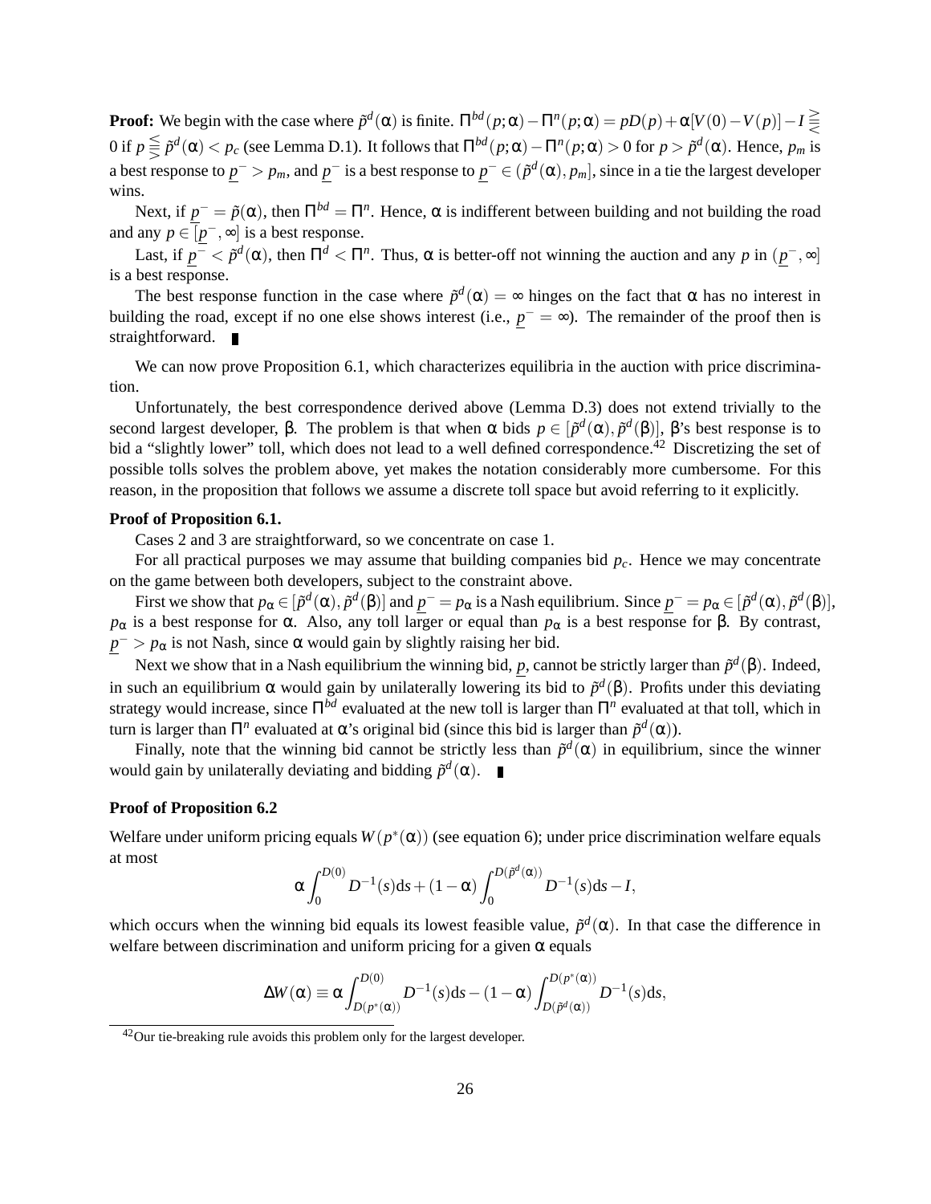**Proof:** We begin with the case where $\tilde{p}^d(\alpha)$ is finite. $\Pi^{bd}(p;\alpha) - \Pi^n(p;\alpha) = pD(p) + \alpha[V(0) - V(p)] - I \gtreqless 0$ if $p \lesseqgtr \tilde{p}^d(\alpha) < p_c$ (see Lemma D.1). It follows that $\Pi^{bd}(p;\alpha) - \Pi^n(p;\alpha) > 0$ for $p > \tilde{p}^d(\alpha)$. Hence, $p_m$ is a best response to $\underline{p}^- > p_m$, and $\underline{p}^-$ is a best response to $\underline{p}^- \in (\tilde{p}^d(\alpha), p_m]$, since in a tie the largest developer wins.

Next, if $\underline{p}^- = \tilde{p}(\alpha)$, then $\Pi^{bd} = \Pi^n$. Hence, $\alpha$ is indifferent between building and not building the road and any $p \in [\underline{p}^-, \infty]$ is a best response.

Last, if $\underline{p}^- < \tilde{p}^d(\alpha)$, then $\Pi^d < \Pi^n$. Thus, $\alpha$ is better-off not winning the auction and any $p$ in $(\underline{p}^-, \infty]$ is a best response.

The best response function in the case where $\tilde{p}^d(\alpha) = \infty$ hinges on the fact that $\alpha$ has no interest in building the road, except if no one else shows interest (i.e., $\underline{p}^- = \infty$). The remainder of the proof then is straightforward. ∎

We can now prove Proposition 6.1, which characterizes equilibria in the auction with price discrimination.

Unfortunately, the best correspondence derived above (Lemma D.3) does not extend trivially to the second largest developer, $\beta$. The problem is that when $\alpha$ bids $p \in [\tilde{p}^d(\alpha), \tilde{p}^d(\beta)]$, $\beta$'s best response is to bid a "slightly lower" toll, which does not lead to a well defined correspondence.[42] Discretizing the set of possible tolls solves the problem above, yet makes the notation considerably more cumbersome. For this reason, in the proposition that follows we assume a discrete toll space but avoid referring to it explicitly.

**Proof of Proposition 6.1.**

Cases 2 and 3 are straightforward, so we concentrate on case 1.

For all practical purposes we may assume that building companies bid $p_c$. Hence we may concentrate on the game between both developers, subject to the constraint above.

First we show that $p_\alpha \in [\tilde{p}^d(\alpha), \tilde{p}^d(\beta)]$ and $\underline{p}^- = p_\alpha$ is a Nash equilibrium. Since $\underline{p}^- = p_\alpha \in [\tilde{p}^d(\alpha), \tilde{p}^d(\beta)]$, $p_\alpha$ is a best response for $\alpha$. Also, any toll larger or equal than $p_\alpha$ is a best response for $\beta$. By contrast, $\underline{p}^- > p_\alpha$ is not Nash, since $\alpha$ would gain by slightly raising her bid.

Next we show that in a Nash equilibrium the winning bid, $\underline{p}$, cannot be strictly larger than $\tilde{p}^d(\beta)$. Indeed, in such an equilibrium $\alpha$ would gain by unilaterally lowering its bid to $\tilde{p}^d(\beta)$. Profits under this deviating strategy would increase, since $\Pi^{bd}$ evaluated at the new toll is larger than $\Pi^n$ evaluated at that toll, which in turn is larger than $\Pi^n$ evaluated at $\alpha$'s original bid (since this bid is larger than $\tilde{p}^d(\alpha)$).

Finally, note that the winning bid cannot be strictly less than $\tilde{p}^d(\alpha)$ in equilibrium, since the winner would gain by unilaterally deviating and bidding $\tilde{p}^d(\alpha)$. ∎

**Proof of Proposition 6.2**

Welfare under uniform pricing equals $W(p^*(\alpha))$ (see equation 6); under price discrimination welfare equals at most

$$\alpha \int_0^{D(0)} D^{-1}(s)\mathrm{d}s + (1-\alpha)\int_0^{D(\tilde{p}^d(\alpha))} D^{-1}(s)\mathrm{d}s - I,$$

which occurs when the winning bid equals its lowest feasible value, $\tilde{p}^d(\alpha)$. In that case the difference in welfare between discrimination and uniform pricing for a given $\alpha$ equals

$$\Delta W(\alpha) \equiv \alpha \int_{D(p^*(\alpha))}^{D(0)} D^{-1}(s)\mathrm{d}s - (1-\alpha)\int_{D(\tilde{p}^d(\alpha))}^{D(p^*(\alpha))} D^{-1}(s)\mathrm{d}s,$$

[42] Our tie-breaking rule avoids this problem only for the largest developer.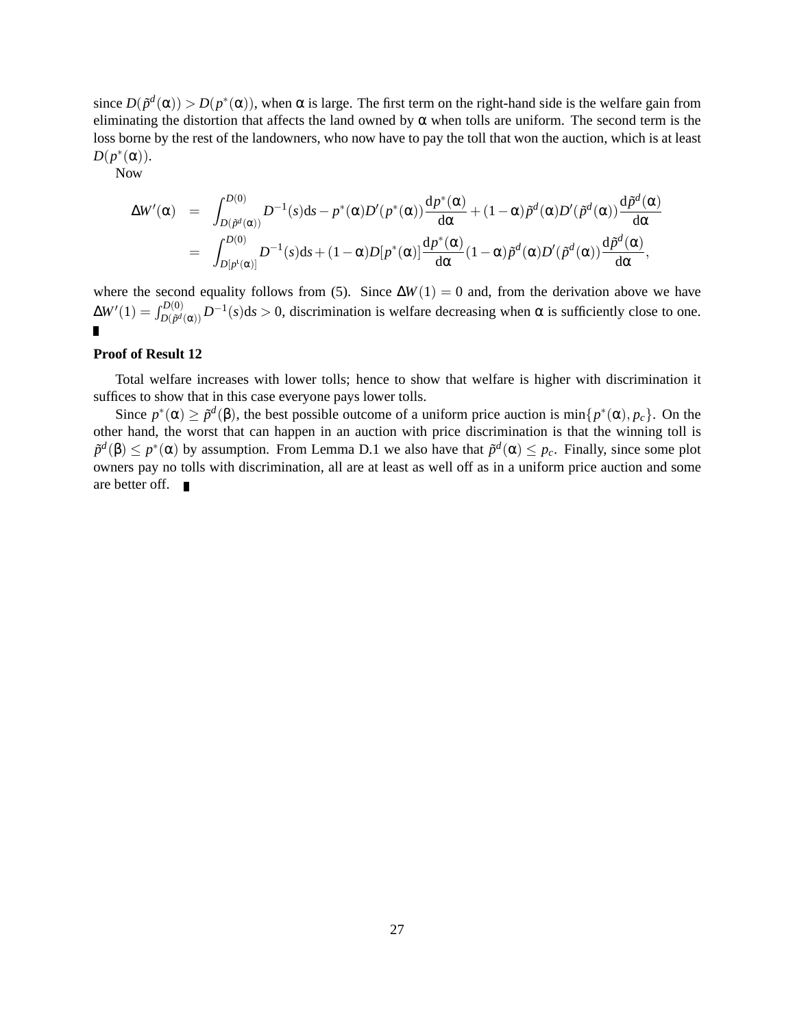since $D(\tilde{p}^d(\alpha)) > D(p^*(\alpha))$, when $\alpha$ is large. The first term on the right-hand side is the welfare gain from eliminating the distortion that affects the land owned by $\alpha$ when tolls are uniform. The second term is the loss borne by the rest of the landowners, who now have to pay the toll that won the auction, which is at least $D(p^*(\alpha))$.

Now

$$
\begin{aligned}
\Delta W'(\alpha) &= \int_{D(\tilde{p}^d(\alpha))}^{D(0)} D^{-1}(s)\mathrm{d}s - p^*(\alpha)D'(p^*(\alpha))\frac{\mathrm{d}p^*(\alpha)}{\mathrm{d}\alpha} + (1-\alpha)\tilde{p}^d(\alpha)D'(\tilde{p}^d(\alpha))\frac{\mathrm{d}\tilde{p}^d(\alpha)}{\mathrm{d}\alpha} \\
&= \int_{D[p^\iota(\alpha)]}^{D(0)} D^{-1}(s)\mathrm{d}s + (1-\alpha)D[p^*(\alpha)]\frac{\mathrm{d}p^*(\alpha)}{\mathrm{d}\alpha}(1-\alpha)\tilde{p}^d(\alpha)D'(\tilde{p}^d(\alpha))\frac{\mathrm{d}\tilde{p}^d(\alpha)}{\mathrm{d}\alpha},
\end{aligned}
$$

where the second equality follows from (5). Since $\Delta W(1) = 0$ and, from the derivation above we have $\Delta W'(1) = \int_{D(\tilde{p}^d(\alpha))}^{D(0)} D^{-1}(s)\mathrm{d}s > 0$, discrimination is welfare decreasing when $\alpha$ is sufficiently close to one. ∎

**Proof of Result 12**

Total welfare increases with lower tolls; hence to show that welfare is higher with discrimination it suffices to show that in this case everyone pays lower tolls.

Since $p^*(\alpha) \geq \tilde{p}^d(\beta)$, the best possible outcome of a uniform price auction is $\min\{p^*(\alpha), p_c\}$. On the other hand, the worst that can happen in an auction with price discrimination is that the winning toll is $\tilde{p}^d(\beta) \leq p^*(\alpha)$ by assumption. From Lemma D.1 we also have that $\tilde{p}^d(\alpha) \leq p_c$. Finally, since some plot owners pay no tolls with discrimination, all are at least as well off as in a uniform price auction and some are better off. ∎